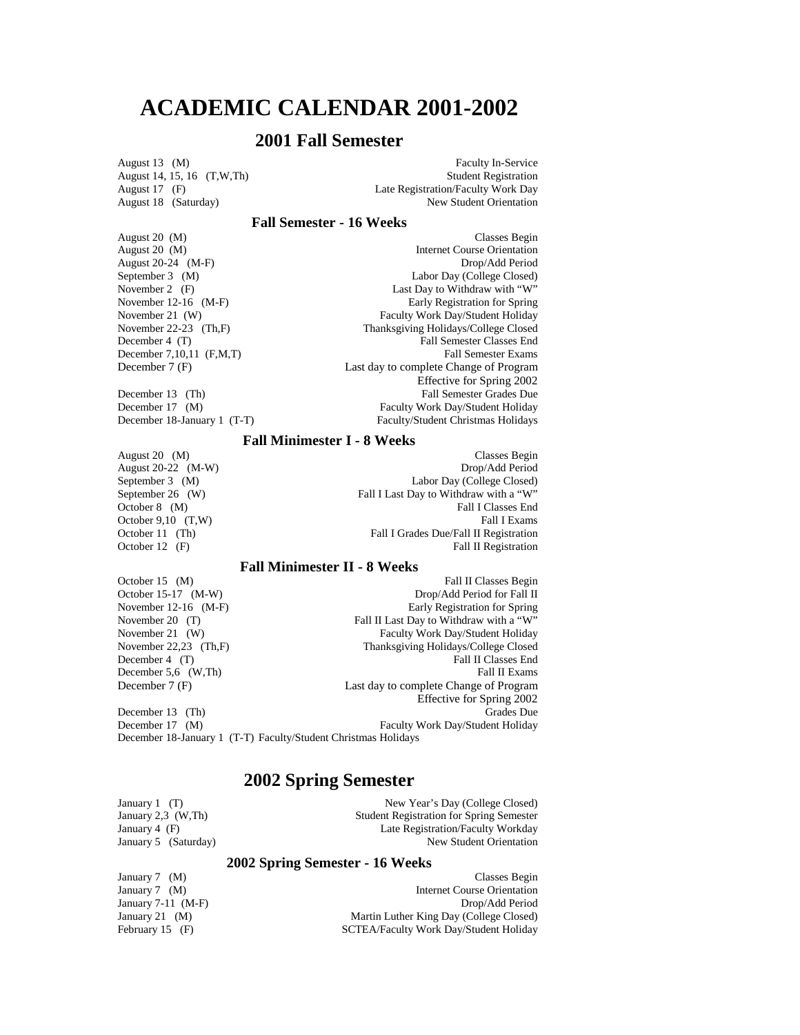# ACADEMIC CALENDAR 2001-2002

## 2001 Fall Semester

| | |
|---|---|
| August 13 (M) | Faculty In-Service |
| August 14, 15, 16 (T,W,Th) | Student Registration |
| August 17 (F) | Late Registration/Faculty Work Day |
| August 18 (Saturday) | New Student Orientation |

### Fall Semester - 16 Weeks

| | |
|---|---|
| August 20 (M) | Classes Begin |
| August 20 (M) | Internet Course Orientation |
| August 20-24 (M-F) | Drop/Add Period |
| September 3 (M) | Labor Day (College Closed) |
| November 2 (F) | Last Day to Withdraw with "W" |
| November 12-16 (M-F) | Early Registration for Spring |
| November 21 (W) | Faculty Work Day/Student Holiday |
| November 22-23 (Th,F) | Thanksgiving Holidays/College Closed |
| December 4 (T) | Fall Semester Classes End |
| December 7,10,11 (F,M,T) | Fall Semester Exams |
| December 7 (F) | Last day to complete Change of Program Effective for Spring 2002 |
| December 13 (Th) | Fall Semester Grades Due |
| December 17 (M) | Faculty Work Day/Student Holiday |
| December 18-January 1 (T-T) | Faculty/Student Christmas Holidays |

### Fall Minimester I - 8 Weeks

| | |
|---|---|
| August 20 (M) | Classes Begin |
| August 20-22 (M-W) | Drop/Add Period |
| September 3 (M) | Labor Day (College Closed) |
| September 26 (W) | Fall I Last Day to Withdraw with a "W" |
| October 8 (M) | Fall I Classes End |
| October 9,10 (T,W) | Fall I Exams |
| October 11 (Th) | Fall I Grades Due/Fall II Registration |
| October 12 (F) | Fall II Registration |

### Fall Minimester II - 8 Weeks

| | |
|---|---|
| October 15 (M) | Fall II Classes Begin |
| October 15-17 (M-W) | Drop/Add Period for Fall II |
| November 12-16 (M-F) | Early Registration for Spring |
| November 20 (T) | Fall II Last Day to Withdraw with a "W" |
| November 21 (W) | Faculty Work Day/Student Holiday |
| November 22,23 (Th,F) | Thanksgiving Holidays/College Closed |
| December 4 (T) | Fall II Classes End |
| December 5,6 (W,Th) | Fall II Exams |
| December 7 (F) | Last day to complete Change of Program Effective for Spring 2002 |
| December 13 (Th) | Grades Due |
| December 17 (M) | Faculty Work Day/Student Holiday |

December 18-January 1 (T-T) Faculty/Student Christmas Holidays

## 2002 Spring Semester

| | |
|---|---|
| January 1 (T) | New Year's Day (College Closed) |
| January 2,3 (W,Th) | Student Registration for Spring Semester |
| January 4 (F) | Late Registration/Faculty Workday |
| January 5 (Saturday) | New Student Orientation |

### 2002 Spring Semester - 16 Weeks

| | |
|---|---|
| January 7 (M) | Classes Begin |
| January 7 (M) | Internet Course Orientation |
| January 7-11 (M-F) | Drop/Add Period |
| January 21 (M) | Martin Luther King Day (College Closed) |
| February 15 (F) | SCTEA/Faculty Work Day/Student Holiday |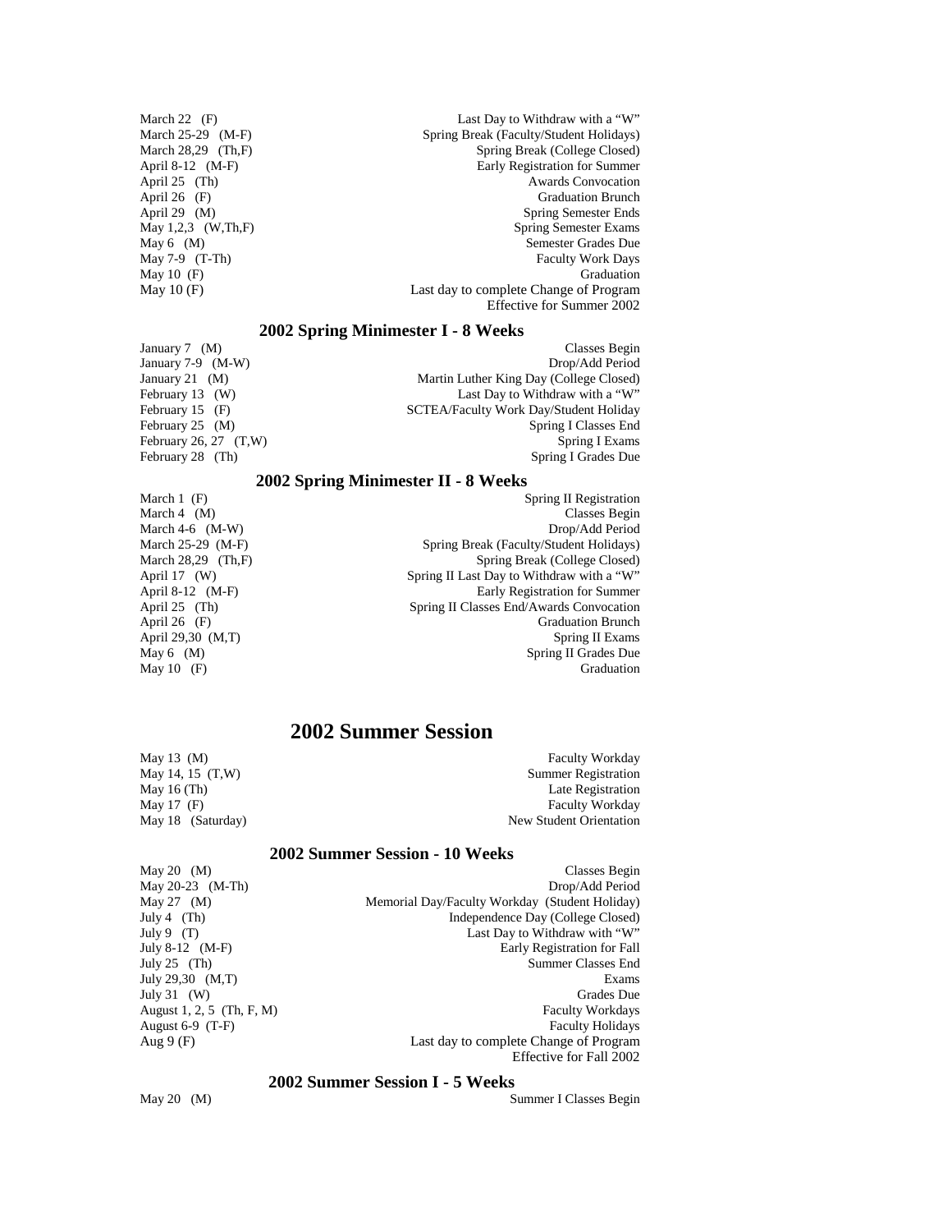| | |
|---|---|
| March 22 (F) | Last Day to Withdraw with a "W" |
| March 25-29 (M-F) | Spring Break (Faculty/Student Holidays) |
| March 28,29 (Th,F) | Spring Break (College Closed) |
| April 8-12 (M-F) | Early Registration for Summer |
| April 25 (Th) | Awards Convocation |
| April 26 (F) | Graduation Brunch |
| April 29 (M) | Spring Semester Ends |
| May 1,2,3 (W,Th,F) | Spring Semester Exams |
| May 6 (M) | Semester Grades Due |
| May 7-9 (T-Th) | Faculty Work Days |
| May 10 (F) | Graduation |
| May 10 (F) | Last day to complete Change of Program Effective for Summer 2002 |

### 2002 Spring Minimester I - 8 Weeks

| | |
|---|---|
| January 7 (M) | Classes Begin |
| January 7-9 (M-W) | Drop/Add Period |
| January 21 (M) | Martin Luther King Day (College Closed) |
| February 13 (W) | Last Day to Withdraw with a "W" |
| February 15 (F) | SCTEA/Faculty Work Day/Student Holiday |
| February 25 (M) | Spring I Classes End |
| February 26, 27 (T,W) | Spring I Exams |
| February 28 (Th) | Spring I Grades Due |

### 2002 Spring Minimester II - 8 Weeks

| | |
|---|---|
| March 1 (F) | Spring II Registration |
| March 4 (M) | Classes Begin |
| March 4-6 (M-W) | Drop/Add Period |
| March 25-29 (M-F) | Spring Break (Faculty/Student Holidays) |
| March 28,29 (Th,F) | Spring Break (College Closed) |
| April 17 (W) | Spring II Last Day to Withdraw with a "W" |
| April 8-12 (M-F) | Early Registration for Summer |
| April 25 (Th) | Spring II Classes End/Awards Convocation |
| April 26 (F) | Graduation Brunch |
| April 29,30 (M,T) | Spring II Exams |
| May 6 (M) | Spring II Grades Due |
| May 10 (F) | Graduation |

## 2002 Summer Session

| | |
|---|---|
| May 13 (M) | Faculty Workday |
| May 14, 15 (T,W) | Summer Registration |
| May 16 (Th) | Late Registration |
| May 17 (F) | Faculty Workday |
| May 18 (Saturday) | New Student Orientation |

### 2002 Summer Session - 10 Weeks

| | |
|---|---|
| May 20 (M) | Classes Begin |
| May 20-23 (M-Th) | Drop/Add Period |
| May 27 (M) | Memorial Day/Faculty Workday (Student Holiday) |
| July 4 (Th) | Independence Day (College Closed) |
| July 9 (T) | Last Day to Withdraw with "W" |
| July 8-12 (M-F) | Early Registration for Fall |
| July 25 (Th) | Summer Classes End |
| July 29,30 (M,T) | Exams |
| July 31 (W) | Grades Due |
| August 1, 2, 5 (Th, F, M) | Faculty Workdays |
| August 6-9 (T-F) | Faculty Holidays |
| Aug 9 (F) | Last day to complete Change of Program Effective for Fall 2002 |

### 2002 Summer Session I - 5 Weeks

| | |
|---|---|
| May 20 (M) | Summer I Classes Begin |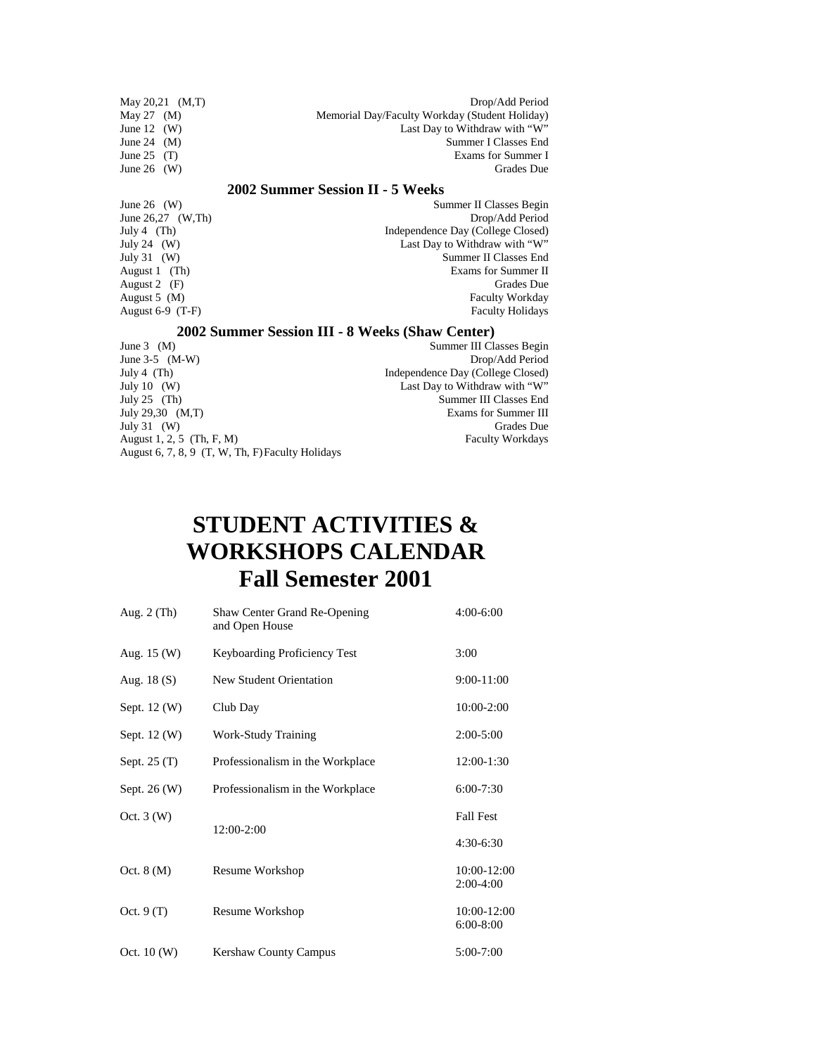| | |
|---|---|
| May 20,21 (M,T) | Drop/Add Period |
| May 27 (M) | Memorial Day/Faculty Workday (Student Holiday) |
| June 12 (W) | Last Day to Withdraw with "W" |
| June 24 (M) | Summer I Classes End |
| June 25 (T) | Exams for Summer I |
| June 26 (W) | Grades Due |

### 2002 Summer Session II - 5 Weeks

| | |
|---|---|
| June 26 (W) | Summer II Classes Begin |
| June 26,27 (W,Th) | Drop/Add Period |
| July 4 (Th) | Independence Day (College Closed) |
| July 24 (W) | Last Day to Withdraw with "W" |
| July 31 (W) | Summer II Classes End |
| August 1 (Th) | Exams for Summer II |
| August 2 (F) | Grades Due |
| August 5 (M) | Faculty Workday |
| August 6-9 (T-F) | Faculty Holidays |

### 2002 Summer Session III - 8 Weeks (Shaw Center)

| | |
|---|---|
| June 3 (M) | Summer III Classes Begin |
| June 3-5 (M-W) | Drop/Add Period |
| July 4 (Th) | Independence Day (College Closed) |
| July 10 (W) | Last Day to Withdraw with "W" |
| July 25 (Th) | Summer III Classes End |
| July 29,30 (M,T) | Exams for Summer III |
| July 31 (W) | Grades Due |
| August 1, 2, 5 (Th, F, M) | Faculty Workdays |
| August 6, 7, 8, 9 (T, W, Th, F) | Faculty Holidays |

# STUDENT ACTIVITIES & WORKSHOPS CALENDAR
# Fall Semester 2001

| | | |
|---|---|---|
| Aug. 2 (Th) | Shaw Center Grand Re-Opening and Open House | 4:00-6:00 |
| Aug. 15 (W) | Keyboarding Proficiency Test | 3:00 |
| Aug. 18 (S) | New Student Orientation | 9:00-11:00 |
| Sept. 12 (W) | Club Day | 10:00-2:00 |
| Sept. 12 (W) | Work-Study Training | 2:00-5:00 |
| Sept. 25 (T) | Professionalism in the Workplace | 12:00-1:30 |
| Sept. 26 (W) | Professionalism in the Workplace | 6:00-7:30 |
| Oct. 3 (W) | 12:00-2:00 | Fall Fest<br>4:30-6:30 |
| Oct. 8 (M) | Resume Workshop | 10:00-12:00<br>2:00-4:00 |
| Oct. 9 (T) | Resume Workshop | 10:00-12:00<br>6:00-8:00 |
| Oct. 10 (W) | Kershaw County Campus | 5:00-7:00 |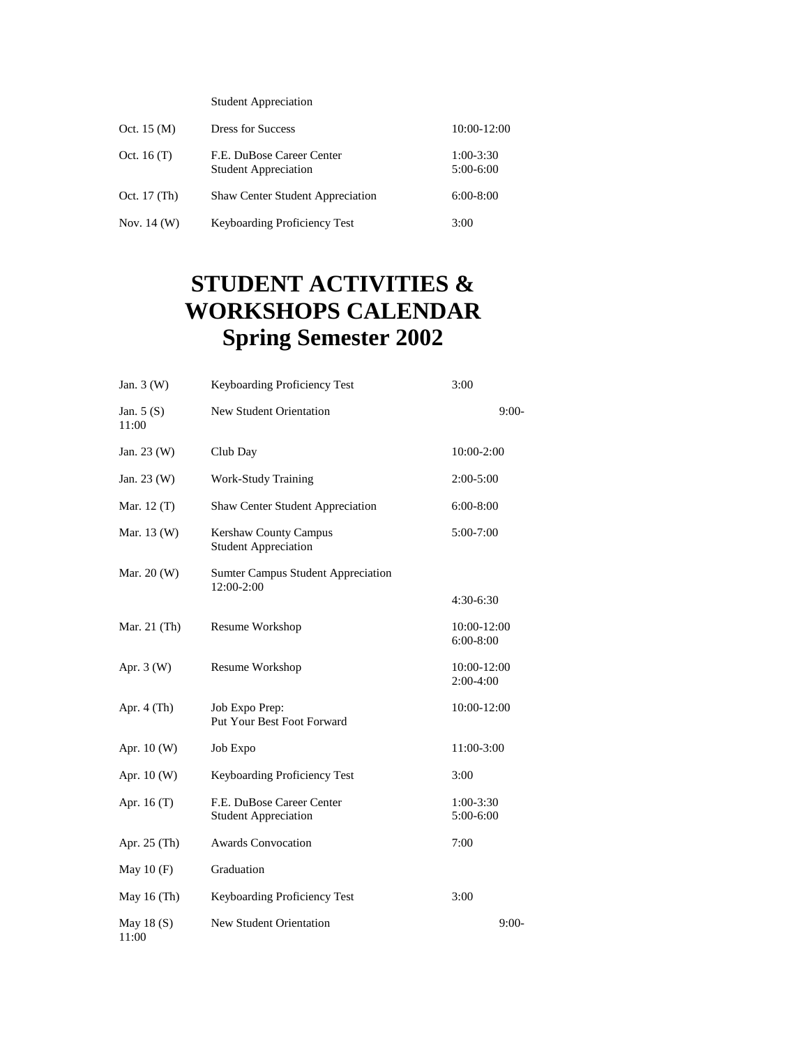| | | |
|---|---|---|
| | Student Appreciation | |
| Oct. 15 (M) | Dress for Success | 10:00-12:00 |
| Oct. 16 (T) | F.E. DuBose Career Center Student Appreciation | 1:00-3:30 5:00-6:00 |
| Oct. 17 (Th) | Shaw Center Student Appreciation | 6:00-8:00 |
| Nov. 14 (W) | Keyboarding Proficiency Test | 3:00 |

# STUDENT ACTIVITIES & WORKSHOPS CALENDAR Spring Semester 2002

| | | |
|---|---|---|
| Jan. 3 (W) | Keyboarding Proficiency Test | 3:00 |
| Jan. 5 (S) | New Student Orientation | 9:00-11:00 |
| Jan. 23 (W) | Club Day | 10:00-2:00 |
| Jan. 23 (W) | Work-Study Training | 2:00-5:00 |
| Mar. 12 (T) | Shaw Center Student Appreciation | 6:00-8:00 |
| Mar. 13 (W) | Kershaw County Campus Student Appreciation | 5:00-7:00 |
| Mar. 20 (W) | Sumter Campus Student Appreciation | 12:00-2:00 4:30-6:30 |
| Mar. 21 (Th) | Resume Workshop | 10:00-12:00 6:00-8:00 |
| Apr. 3 (W) | Resume Workshop | 10:00-12:00 2:00-4:00 |
| Apr. 4 (Th) | Job Expo Prep: Put Your Best Foot Forward | 10:00-12:00 |
| Apr. 10 (W) | Job Expo | 11:00-3:00 |
| Apr. 10 (W) | Keyboarding Proficiency Test | 3:00 |
| Apr. 16 (T) | F.E. DuBose Career Center Student Appreciation | 1:00-3:30 5:00-6:00 |
| Apr. 25 (Th) | Awards Convocation | 7:00 |
| May 10 (F) | Graduation | |
| May 16 (Th) | Keyboarding Proficiency Test | 3:00 |
| May 18 (S) | New Student Orientation | 9:00-11:00 |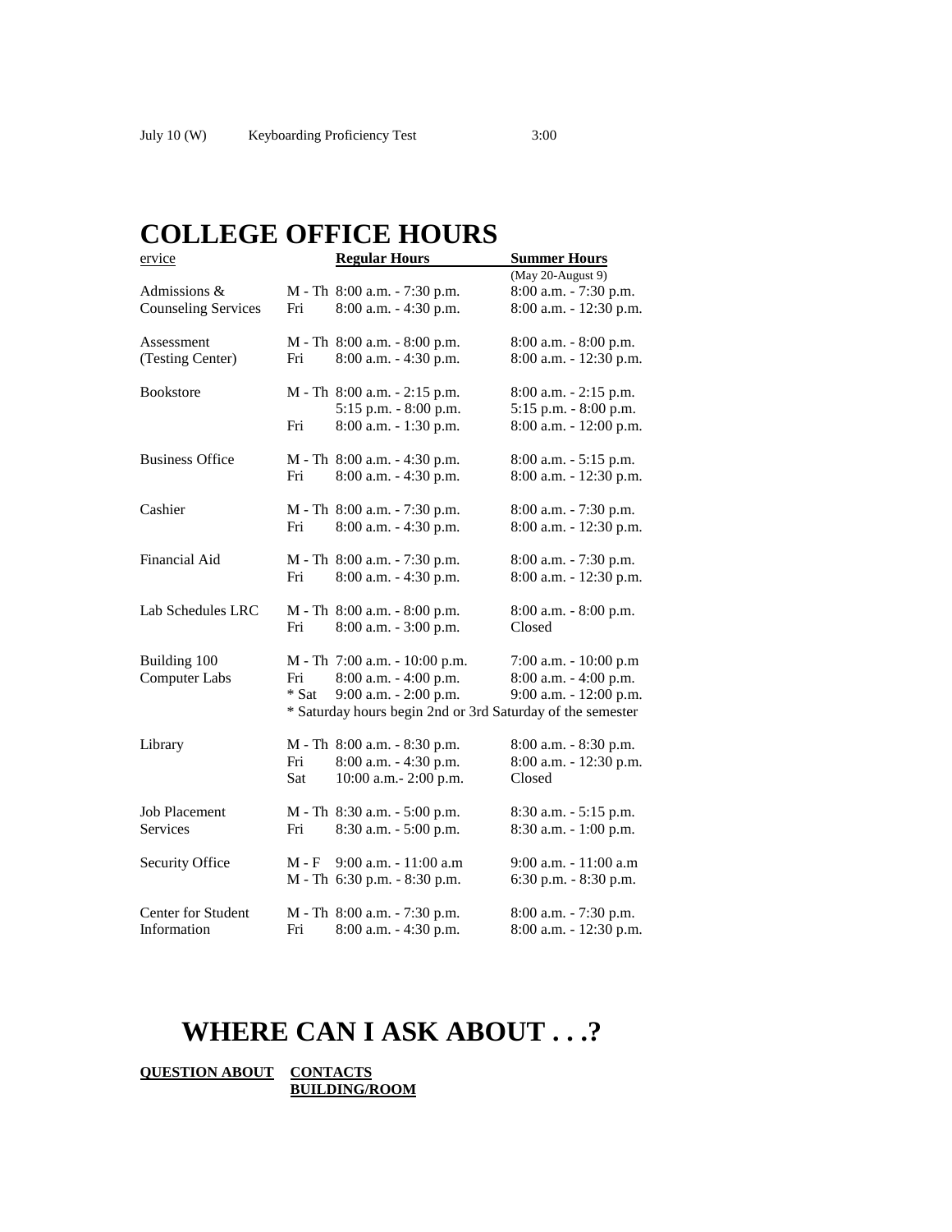| July 10 (W) | Keyboarding Proficiency Test | 3:00 |
|---|---|---|

# COLLEGE OFFICE HOURS

| ervice | | Regular Hours | Summer Hours (May 20-August 9) |
|---|---|---|---|
| Admissions & Counseling Services | M - Th | 8:00 a.m. - 7:30 p.m. | 8:00 a.m. - 7:30 p.m. |
| | Fri | 8:00 a.m. - 4:30 p.m. | 8:00 a.m. - 12:30 p.m. |
| Assessment (Testing Center) | M - Th | 8:00 a.m. - 8:00 p.m. | 8:00 a.m. - 8:00 p.m. |
| | Fri | 8:00 a.m. - 4:30 p.m. | 8:00 a.m. - 12:30 p.m. |
| Bookstore | M - Th | 8:00 a.m. - 2:15 p.m. | 8:00 a.m. - 2:15 p.m. |
| | | 5:15 p.m. - 8:00 p.m. | 5:15 p.m. - 8:00 p.m. |
| | Fri | 8:00 a.m. - 1:30 p.m. | 8:00 a.m. - 12:00 p.m. |
| Business Office | M - Th | 8:00 a.m. - 4:30 p.m. | 8:00 a.m. - 5:15 p.m. |
| | Fri | 8:00 a.m. - 4:30 p.m. | 8:00 a.m. - 12:30 p.m. |
| Cashier | M - Th | 8:00 a.m. - 7:30 p.m. | 8:00 a.m. - 7:30 p.m. |
| | Fri | 8:00 a.m. - 4:30 p.m. | 8:00 a.m. - 12:30 p.m. |
| Financial Aid | M - Th | 8:00 a.m. - 7:30 p.m. | 8:00 a.m. - 7:30 p.m. |
| | Fri | 8:00 a.m. - 4:30 p.m. | 8:00 a.m. - 12:30 p.m. |
| Lab Schedules LRC | M - Th | 8:00 a.m. - 8:00 p.m. | 8:00 a.m. - 8:00 p.m. |
| | Fri | 8:00 a.m. - 3:00 p.m. | Closed |
| Building 100 Computer Labs | M - Th | 7:00 a.m. - 10:00 p.m. | 7:00 a.m. - 10:00 p.m |
| | Fri | 8:00 a.m. - 4:00 p.m. | 8:00 a.m. - 4:00 p.m. |
| | * Sat | 9:00 a.m. - 2:00 p.m. | 9:00 a.m. - 12:00 p.m. |
| | * Saturday hours begin 2nd or 3rd Saturday of the semester | | |
| Library | M - Th | 8:00 a.m. - 8:30 p.m. | 8:00 a.m. - 8:30 p.m. |
| | Fri | 8:00 a.m. - 4:30 p.m. | 8:00 a.m. - 12:30 p.m. |
| | Sat | 10:00 a.m.- 2:00 p.m. | Closed |
| Job Placement Services | M - Th | 8:30 a.m. - 5:00 p.m. | 8:30 a.m. - 5:15 p.m. |
| | Fri | 8:30 a.m. - 5:00 p.m. | 8:30 a.m. - 1:00 p.m. |
| Security Office | M - F | 9:00 a.m. - 11:00 a.m | 9:00 a.m. - 11:00 a.m |
| | M - Th | 6:30 p.m. - 8:30 p.m. | 6:30 p.m. - 8:30 p.m. |
| Center for Student Information | M - Th | 8:00 a.m. - 7:30 p.m. | 8:00 a.m. - 7:30 p.m. |
| | Fri | 8:00 a.m. - 4:30 p.m. | 8:00 a.m. - 12:30 p.m. |

# WHERE CAN I ASK ABOUT . . .?

| QUESTION ABOUT | CONTACTS BUILDING/ROOM |
|---|---|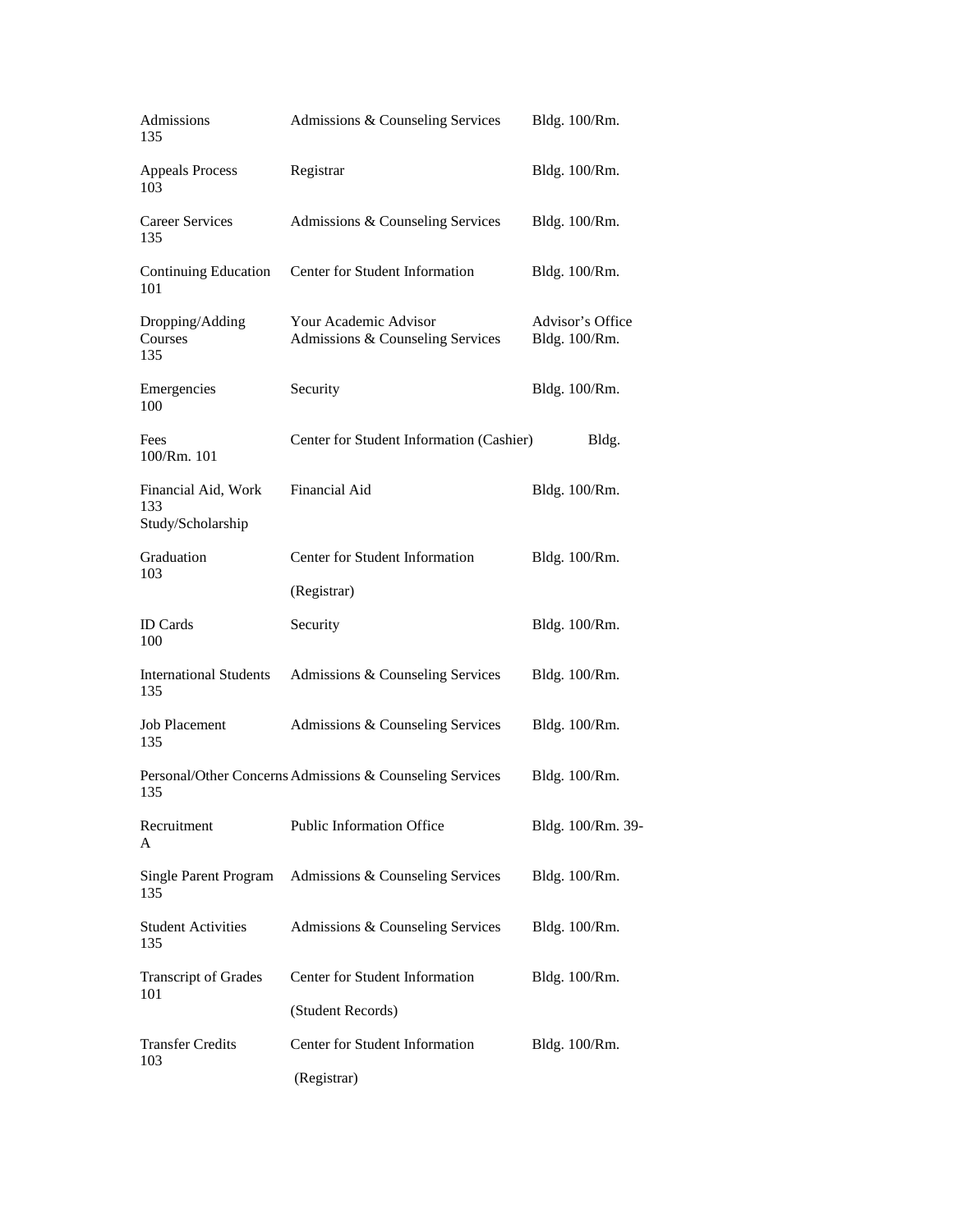| Topic | Office | Location |
|---|---|---|
| Admissions | Admissions & Counseling Services | Bldg. 100/Rm. 135 |
| Appeals Process | Registrar | Bldg. 100/Rm. 103 |
| Career Services | Admissions & Counseling Services | Bldg. 100/Rm. 135 |
| Continuing Education | Center for Student Information | Bldg. 100/Rm. 101 |
| Dropping/Adding Courses | Your Academic Advisor<br>Admissions & Counseling Services | Advisor's Office<br>Bldg. 100/Rm. 135 |
| Emergencies | Security | Bldg. 100/Rm. 100 |
| Fees | Center for Student Information (Cashier) | Bldg. 100/Rm. 101 |
| Financial Aid, Work Study/Scholarship | Financial Aid | Bldg. 100/Rm. 133 |
| Graduation | Center for Student Information (Registrar) | Bldg. 100/Rm. 103 |
| ID Cards | Security | Bldg. 100/Rm. 100 |
| International Students | Admissions & Counseling Services | Bldg. 100/Rm. 135 |
| Job Placement | Admissions & Counseling Services | Bldg. 100/Rm. 135 |
| Personal/Other Concerns | Admissions & Counseling Services | Bldg. 100/Rm. 135 |
| Recruitment | Public Information Office | Bldg. 100/Rm. 39-A |
| Single Parent Program | Admissions & Counseling Services | Bldg. 100/Rm. 135 |
| Student Activities | Admissions & Counseling Services | Bldg. 100/Rm. 135 |
| Transcript of Grades | Center for Student Information (Student Records) | Bldg. 100/Rm. 101 |
| Transfer Credits | Center for Student Information (Registrar) | Bldg. 100/Rm. 103 |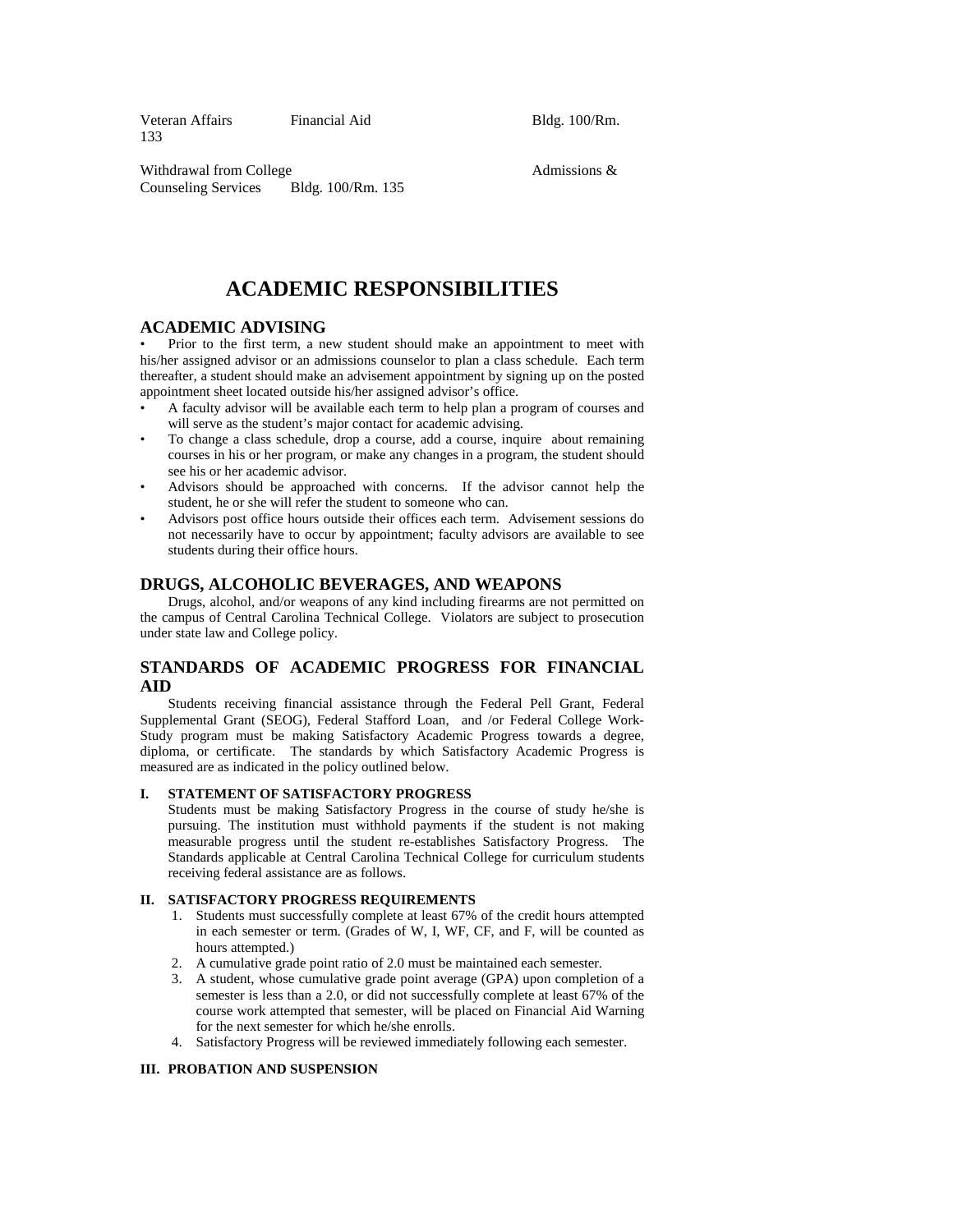Veteran Affairs Financial Aid Bldg. 100/Rm. 133

Withdrawal from College Admissions & Counseling Services Bldg. 100/Rm. 135

# ACADEMIC RESPONSIBILITIES

## ACADEMIC ADVISING

- Prior to the first term, a new student should make an appointment to meet with his/her assigned advisor or an admissions counselor to plan a class schedule. Each term thereafter, a student should make an advisement appointment by signing up on the posted appointment sheet located outside his/her assigned advisor's office.
- A faculty advisor will be available each term to help plan a program of courses and will serve as the student's major contact for academic advising.
- To change a class schedule, drop a course, add a course, inquire about remaining courses in his or her program, or make any changes in a program, the student should see his or her academic advisor.
- Advisors should be approached with concerns. If the advisor cannot help the student, he or she will refer the student to someone who can.
- Advisors post office hours outside their offices each term. Advisement sessions do not necessarily have to occur by appointment; faculty advisors are available to see students during their office hours.

## DRUGS, ALCOHOLIC BEVERAGES, AND WEAPONS

Drugs, alcohol, and/or weapons of any kind including firearms are not permitted on the campus of Central Carolina Technical College. Violators are subject to prosecution under state law and College policy.

## STANDARDS OF ACADEMIC PROGRESS FOR FINANCIAL AID

Students receiving financial assistance through the Federal Pell Grant, Federal Supplemental Grant (SEOG), Federal Stafford Loan, and /or Federal College Work-Study program must be making Satisfactory Academic Progress towards a degree, diploma, or certificate. The standards by which Satisfactory Academic Progress is measured are as indicated in the policy outlined below.

### I. STATEMENT OF SATISFACTORY PROGRESS

Students must be making Satisfactory Progress in the course of study he/she is pursuing. The institution must withhold payments if the student is not making measurable progress until the student re-establishes Satisfactory Progress. The Standards applicable at Central Carolina Technical College for curriculum students receiving federal assistance are as follows.

### II. SATISFACTORY PROGRESS REQUIREMENTS

1. Students must successfully complete at least 67% of the credit hours attempted in each semester or term. (Grades of W, I, WF, CF, and F, will be counted as hours attempted.)
2. A cumulative grade point ratio of 2.0 must be maintained each semester.
3. A student, whose cumulative grade point average (GPA) upon completion of a semester is less than a 2.0, or did not successfully complete at least 67% of the course work attempted that semester, will be placed on Financial Aid Warning for the next semester for which he/she enrolls.
4. Satisfactory Progress will be reviewed immediately following each semester.

### III. PROBATION AND SUSPENSION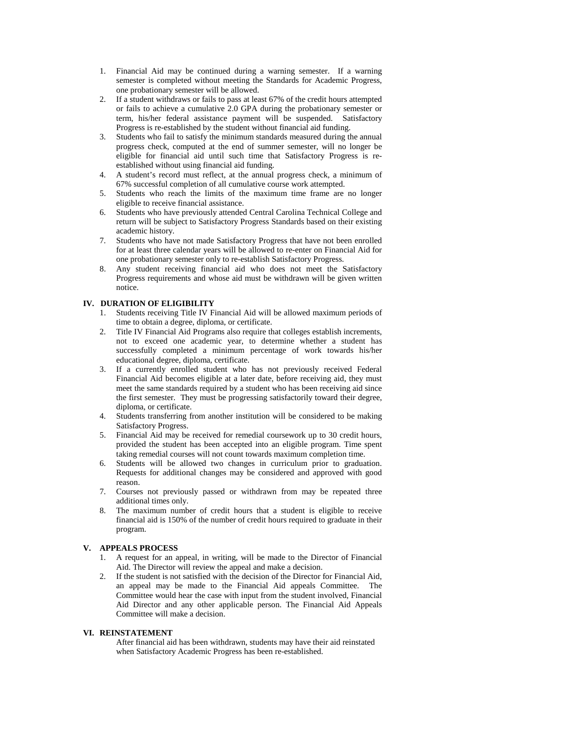1. Financial Aid may be continued during a warning semester. If a warning semester is completed without meeting the Standards for Academic Progress, one probationary semester will be allowed.
2. If a student withdraws or fails to pass at least 67% of the credit hours attempted or fails to achieve a cumulative 2.0 GPA during the probationary semester or term, his/her federal assistance payment will be suspended. Satisfactory Progress is re-established by the student without financial aid funding.
3. Students who fail to satisfy the minimum standards measured during the annual progress check, computed at the end of summer semester, will no longer be eligible for financial aid until such time that Satisfactory Progress is re-established without using financial aid funding.
4. A student's record must reflect, at the annual progress check, a minimum of 67% successful completion of all cumulative course work attempted.
5. Students who reach the limits of the maximum time frame are no longer eligible to receive financial assistance.
6. Students who have previously attended Central Carolina Technical College and return will be subject to Satisfactory Progress Standards based on their existing academic history.
7. Students who have not made Satisfactory Progress that have not been enrolled for at least three calendar years will be allowed to re-enter on Financial Aid for one probationary semester only to re-establish Satisfactory Progress.
8. Any student receiving financial aid who does not meet the Satisfactory Progress requirements and whose aid must be withdrawn will be given written notice.

## IV. DURATION OF ELIGIBILITY

1. Students receiving Title IV Financial Aid will be allowed maximum periods of time to obtain a degree, diploma, or certificate.
2. Title IV Financial Aid Programs also require that colleges establish increments, not to exceed one academic year, to determine whether a student has successfully completed a minimum percentage of work towards his/her educational degree, diploma, certificate.
3. If a currently enrolled student who has not previously received Federal Financial Aid becomes eligible at a later date, before receiving aid, they must meet the same standards required by a student who has been receiving aid since the first semester. They must be progressing satisfactorily toward their degree, diploma, or certificate.
4. Students transferring from another institution will be considered to be making Satisfactory Progress.
5. Financial Aid may be received for remedial coursework up to 30 credit hours, provided the student has been accepted into an eligible program. Time spent taking remedial courses will not count towards maximum completion time.
6. Students will be allowed two changes in curriculum prior to graduation. Requests for additional changes may be considered and approved with good reason.
7. Courses not previously passed or withdrawn from may be repeated three additional times only.
8. The maximum number of credit hours that a student is eligible to receive financial aid is 150% of the number of credit hours required to graduate in their program.

## V. APPEALS PROCESS

1. A request for an appeal, in writing, will be made to the Director of Financial Aid. The Director will review the appeal and make a decision.
2. If the student is not satisfied with the decision of the Director for Financial Aid, an appeal may be made to the Financial Aid appeals Committee. The Committee would hear the case with input from the student involved, Financial Aid Director and any other applicable person. The Financial Aid Appeals Committee will make a decision.

## VI. REINSTATEMENT

After financial aid has been withdrawn, students may have their aid reinstated when Satisfactory Academic Progress has been re-established.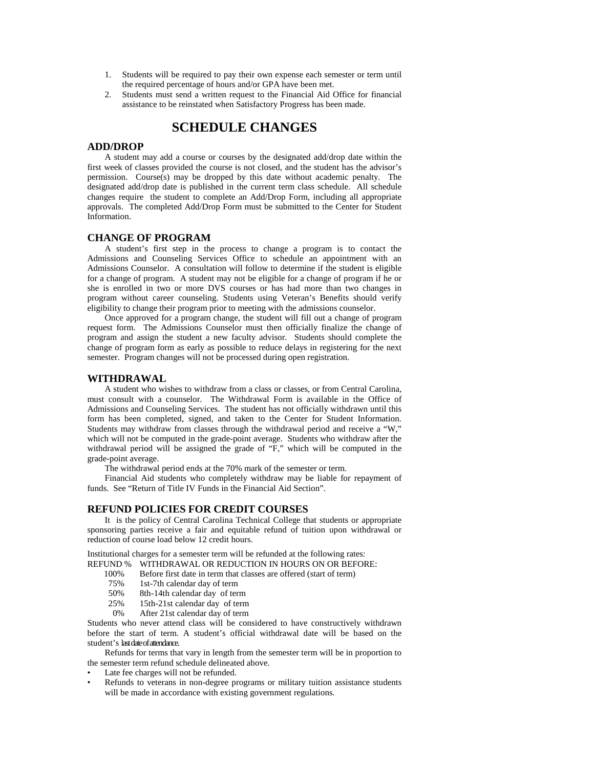1. Students will be required to pay their own expense each semester or term until the required percentage of hours and/or GPA have been met.
2. Students must send a written request to the Financial Aid Office for financial assistance to be reinstated when Satisfactory Progress has been made.

# SCHEDULE CHANGES

## ADD/DROP

A student may add a course or courses by the designated add/drop date within the first week of classes provided the course is not closed, and the student has the advisor's permission. Course(s) may be dropped by this date without academic penalty. The designated add/drop date is published in the current term class schedule. All schedule changes require the student to complete an Add/Drop Form, including all appropriate approvals. The completed Add/Drop Form must be submitted to the Center for Student Information.

## CHANGE OF PROGRAM

A student's first step in the process to change a program is to contact the Admissions and Counseling Services Office to schedule an appointment with an Admissions Counselor. A consultation will follow to determine if the student is eligible for a change of program. A student may not be eligible for a change of program if he or she is enrolled in two or more DVS courses or has had more than two changes in program without career counseling. Students using Veteran's Benefits should verify eligibility to change their program prior to meeting with the admissions counselor.

Once approved for a program change, the student will fill out a change of program request form. The Admissions Counselor must then officially finalize the change of program and assign the student a new faculty advisor. Students should complete the change of program form as early as possible to reduce delays in registering for the next semester. Program changes will not be processed during open registration.

## WITHDRAWAL

A student who wishes to withdraw from a class or classes, or from Central Carolina, must consult with a counselor. The Withdrawal Form is available in the Office of Admissions and Counseling Services. The student has not officially withdrawn until this form has been completed, signed, and taken to the Center for Student Information. Students may withdraw from classes through the withdrawal period and receive a "W," which will not be computed in the grade-point average. Students who withdraw after the withdrawal period will be assigned the grade of "F," which will be computed in the grade-point average.

The withdrawal period ends at the 70% mark of the semester or term.

Financial Aid students who completely withdraw may be liable for repayment of funds. See "Return of Title IV Funds in the Financial Aid Section".

## REFUND POLICIES FOR CREDIT COURSES

It is the policy of Central Carolina Technical College that students or appropriate sponsoring parties receive a fair and equitable refund of tuition upon withdrawal or reduction of course load below 12 credit hours.

Institutional charges for a semester term will be refunded at the following rates:

| REFUND % | WITHDRAWAL OR REDUCTION IN HOURS ON OR BEFORE: |
|---|---|
| 100% | Before first date in term that classes are offered (start of term) |
| 75% | 1st-7th calendar day of term |
| 50% | 8th-14th calendar day of term |
| 25% | 15th-21st calendar day of term |
| 0% | After 21st calendar day of term |

Students who never attend class will be considered to have constructively withdrawn before the start of term. A student's official withdrawal date will be based on the student's last date of attendance.

Refunds for terms that vary in length from the semester term will be in proportion to the semester term refund schedule delineated above.

- Late fee charges will not be refunded.
- Refunds to veterans in non-degree programs or military tuition assistance students will be made in accordance with existing government regulations.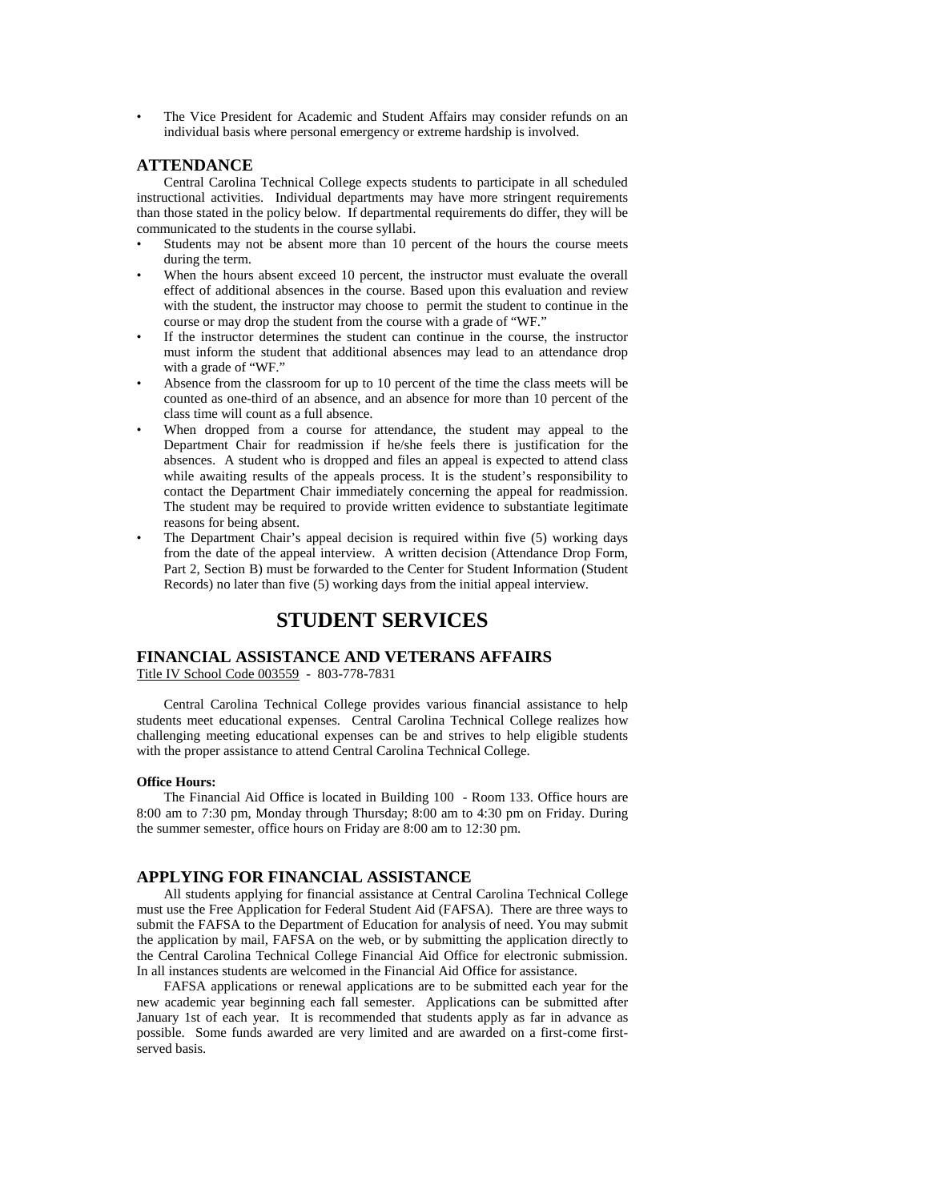- The Vice President for Academic and Student Affairs may consider refunds on an individual basis where personal emergency or extreme hardship is involved.

### ATTENDANCE

Central Carolina Technical College expects students to participate in all scheduled instructional activities. Individual departments may have more stringent requirements than those stated in the policy below. If departmental requirements do differ, they will be communicated to the students in the course syllabi.

- Students may not be absent more than 10 percent of the hours the course meets during the term.
- When the hours absent exceed 10 percent, the instructor must evaluate the overall effect of additional absences in the course. Based upon this evaluation and review with the student, the instructor may choose to permit the student to continue in the course or may drop the student from the course with a grade of "WF."
- If the instructor determines the student can continue in the course, the instructor must inform the student that additional absences may lead to an attendance drop with a grade of "WF."
- Absence from the classroom for up to 10 percent of the time the class meets will be counted as one-third of an absence, and an absence for more than 10 percent of the class time will count as a full absence.
- When dropped from a course for attendance, the student may appeal to the Department Chair for readmission if he/she feels there is justification for the absences. A student who is dropped and files an appeal is expected to attend class while awaiting results of the appeals process. It is the student's responsibility to contact the Department Chair immediately concerning the appeal for readmission. The student may be required to provide written evidence to substantiate legitimate reasons for being absent.
- The Department Chair's appeal decision is required within five (5) working days from the date of the appeal interview. A written decision (Attendance Drop Form, Part 2, Section B) must be forwarded to the Center for Student Information (Student Records) no later than five (5) working days from the initial appeal interview.

## STUDENT SERVICES

### FINANCIAL ASSISTANCE AND VETERANS AFFAIRS

Title IV School Code 003559 - 803-778-7831

Central Carolina Technical College provides various financial assistance to help students meet educational expenses. Central Carolina Technical College realizes how challenging meeting educational expenses can be and strives to help eligible students with the proper assistance to attend Central Carolina Technical College.

**Office Hours:**

The Financial Aid Office is located in Building 100 - Room 133. Office hours are 8:00 am to 7:30 pm, Monday through Thursday; 8:00 am to 4:30 pm on Friday. During the summer semester, office hours on Friday are 8:00 am to 12:30 pm.

### APPLYING FOR FINANCIAL ASSISTANCE

All students applying for financial assistance at Central Carolina Technical College must use the Free Application for Federal Student Aid (FAFSA). There are three ways to submit the FAFSA to the Department of Education for analysis of need. You may submit the application by mail, FAFSA on the web, or by submitting the application directly to the Central Carolina Technical College Financial Aid Office for electronic submission. In all instances students are welcomed in the Financial Aid Office for assistance.

FAFSA applications or renewal applications are to be submitted each year for the new academic year beginning each fall semester. Applications can be submitted after January 1st of each year. It is recommended that students apply as far in advance as possible. Some funds awarded are very limited and are awarded on a first-come first-served basis.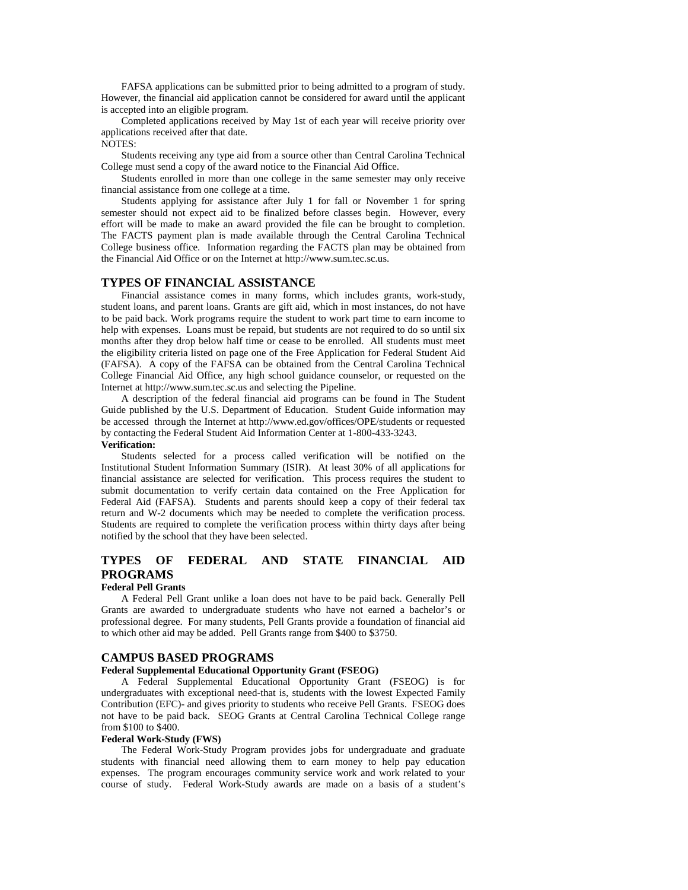FAFSA applications can be submitted prior to being admitted to a program of study. However, the financial aid application cannot be considered for award until the applicant is accepted into an eligible program.

Completed applications received by May 1st of each year will receive priority over applications received after that date.

NOTES:

Students receiving any type aid from a source other than Central Carolina Technical College must send a copy of the award notice to the Financial Aid Office.

Students enrolled in more than one college in the same semester may only receive financial assistance from one college at a time.

Students applying for assistance after July 1 for fall or November 1 for spring semester should not expect aid to be finalized before classes begin. However, every effort will be made to make an award provided the file can be brought to completion. The FACTS payment plan is made available through the Central Carolina Technical College business office. Information regarding the FACTS plan may be obtained from the Financial Aid Office or on the Internet at http://www.sum.tec.sc.us.

## TYPES OF FINANCIAL ASSISTANCE

Financial assistance comes in many forms, which includes grants, work-study, student loans, and parent loans. Grants are gift aid, which in most instances, do not have to be paid back. Work programs require the student to work part time to earn income to help with expenses. Loans must be repaid, but students are not required to do so until six months after they drop below half time or cease to be enrolled. All students must meet the eligibility criteria listed on page one of the Free Application for Federal Student Aid (FAFSA). A copy of the FAFSA can be obtained from the Central Carolina Technical College Financial Aid Office, any high school guidance counselor, or requested on the Internet at http://www.sum.tec.sc.us and selecting the Pipeline.

A description of the federal financial aid programs can be found in The Student Guide published by the U.S. Department of Education. Student Guide information may be accessed through the Internet at http://www.ed.gov/offices/OPE/students or requested by contacting the Federal Student Aid Information Center at 1-800-433-3243.

**Verification:**

Students selected for a process called verification will be notified on the Institutional Student Information Summary (ISIR). At least 30% of all applications for financial assistance are selected for verification. This process requires the student to submit documentation to verify certain data contained on the Free Application for Federal Aid (FAFSA). Students and parents should keep a copy of their federal tax return and W-2 documents which may be needed to complete the verification process. Students are required to complete the verification process within thirty days after being notified by the school that they have been selected.

## TYPES OF FEDERAL AND STATE FINANCIAL AID PROGRAMS

**Federal Pell Grants**

A Federal Pell Grant unlike a loan does not have to be paid back. Generally Pell Grants are awarded to undergraduate students who have not earned a bachelor's or professional degree. For many students, Pell Grants provide a foundation of financial aid to which other aid may be added. Pell Grants range from $400 to $3750.

## CAMPUS BASED PROGRAMS

**Federal Supplemental Educational Opportunity Grant (FSEOG)**

A Federal Supplemental Educational Opportunity Grant (FSEOG) is for undergraduates with exceptional need-that is, students with the lowest Expected Family Contribution (EFC)- and gives priority to students who receive Pell Grants. FSEOG does not have to be paid back. SEOG Grants at Central Carolina Technical College range from $100 to $400.

**Federal Work-Study (FWS)**

The Federal Work-Study Program provides jobs for undergraduate and graduate students with financial need allowing them to earn money to help pay education expenses. The program encourages community service work and work related to your course of study. Federal Work-Study awards are made on a basis of a student's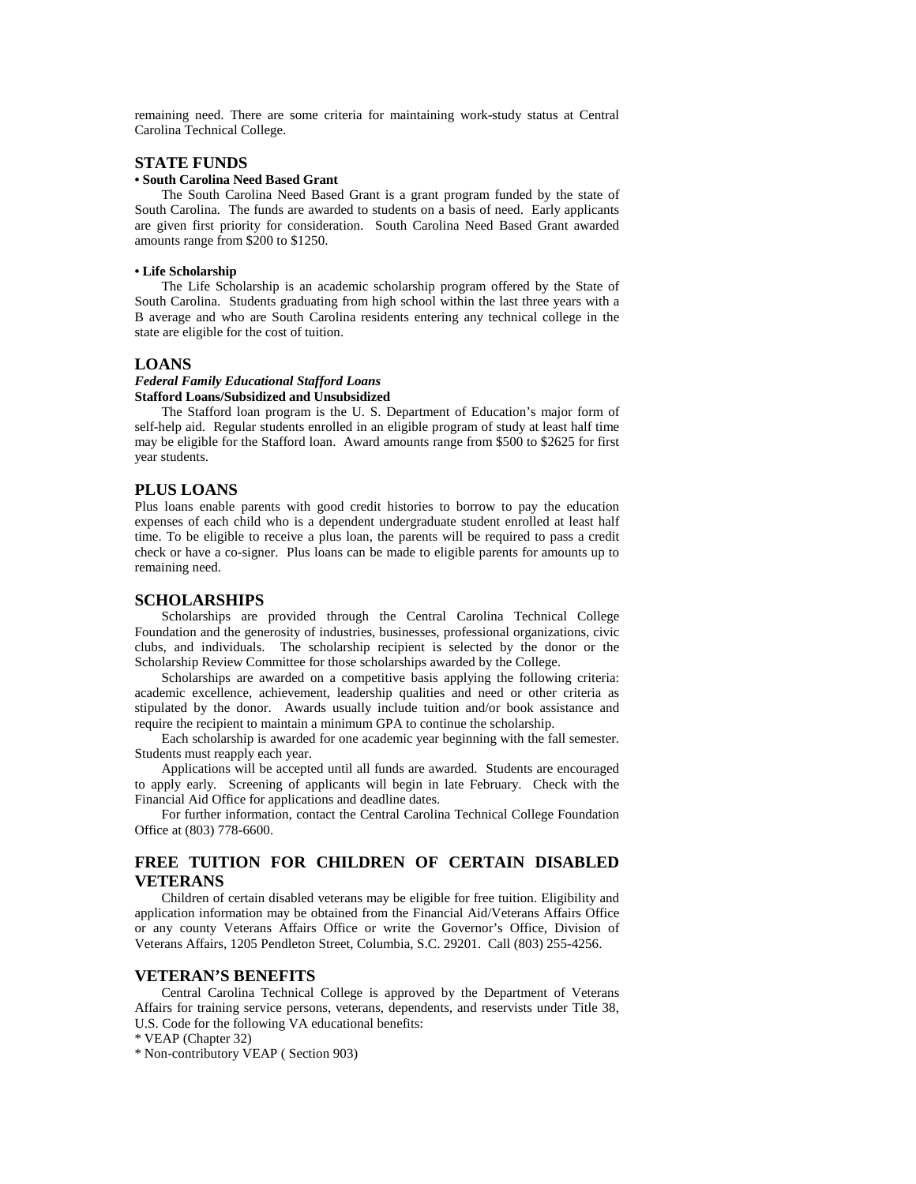remaining need. There are some criteria for maintaining work-study status at Central Carolina Technical College.

## STATE FUNDS

**• South Carolina Need Based Grant**

The South Carolina Need Based Grant is a grant program funded by the state of South Carolina. The funds are awarded to students on a basis of need. Early applicants are given first priority for consideration. South Carolina Need Based Grant awarded amounts range from $200 to $1250.

**• Life Scholarship**

The Life Scholarship is an academic scholarship program offered by the State of South Carolina. Students graduating from high school within the last three years with a B average and who are South Carolina residents entering any technical college in the state are eligible for the cost of tuition.

## LOANS

***Federal Family Educational Stafford Loans***

**Stafford Loans/Subsidized and Unsubsidized**

The Stafford loan program is the U. S. Department of Education's major form of self-help aid. Regular students enrolled in an eligible program of study at least half time may be eligible for the Stafford loan. Award amounts range from $500 to $2625 for first year students.

## PLUS LOANS

Plus loans enable parents with good credit histories to borrow to pay the education expenses of each child who is a dependent undergraduate student enrolled at least half time. To be eligible to receive a plus loan, the parents will be required to pass a credit check or have a co-signer. Plus loans can be made to eligible parents for amounts up to remaining need.

## SCHOLARSHIPS

Scholarships are provided through the Central Carolina Technical College Foundation and the generosity of industries, businesses, professional organizations, civic clubs, and individuals. The scholarship recipient is selected by the donor or the Scholarship Review Committee for those scholarships awarded by the College.

Scholarships are awarded on a competitive basis applying the following criteria: academic excellence, achievement, leadership qualities and need or other criteria as stipulated by the donor. Awards usually include tuition and/or book assistance and require the recipient to maintain a minimum GPA to continue the scholarship.

Each scholarship is awarded for one academic year beginning with the fall semester. Students must reapply each year.

Applications will be accepted until all funds are awarded. Students are encouraged to apply early. Screening of applicants will begin in late February. Check with the Financial Aid Office for applications and deadline dates.

For further information, contact the Central Carolina Technical College Foundation Office at (803) 778-6600.

## FREE TUITION FOR CHILDREN OF CERTAIN DISABLED VETERANS

Children of certain disabled veterans may be eligible for free tuition. Eligibility and application information may be obtained from the Financial Aid/Veterans Affairs Office or any county Veterans Affairs Office or write the Governor's Office, Division of Veterans Affairs, 1205 Pendleton Street, Columbia, S.C. 29201. Call (803) 255-4256.

## VETERAN'S BENEFITS

Central Carolina Technical College is approved by the Department of Veterans Affairs for training service persons, veterans, dependents, and reservists under Title 38, U.S. Code for the following VA educational benefits:

* VEAP (Chapter 32)
* Non-contributory VEAP ( Section 903)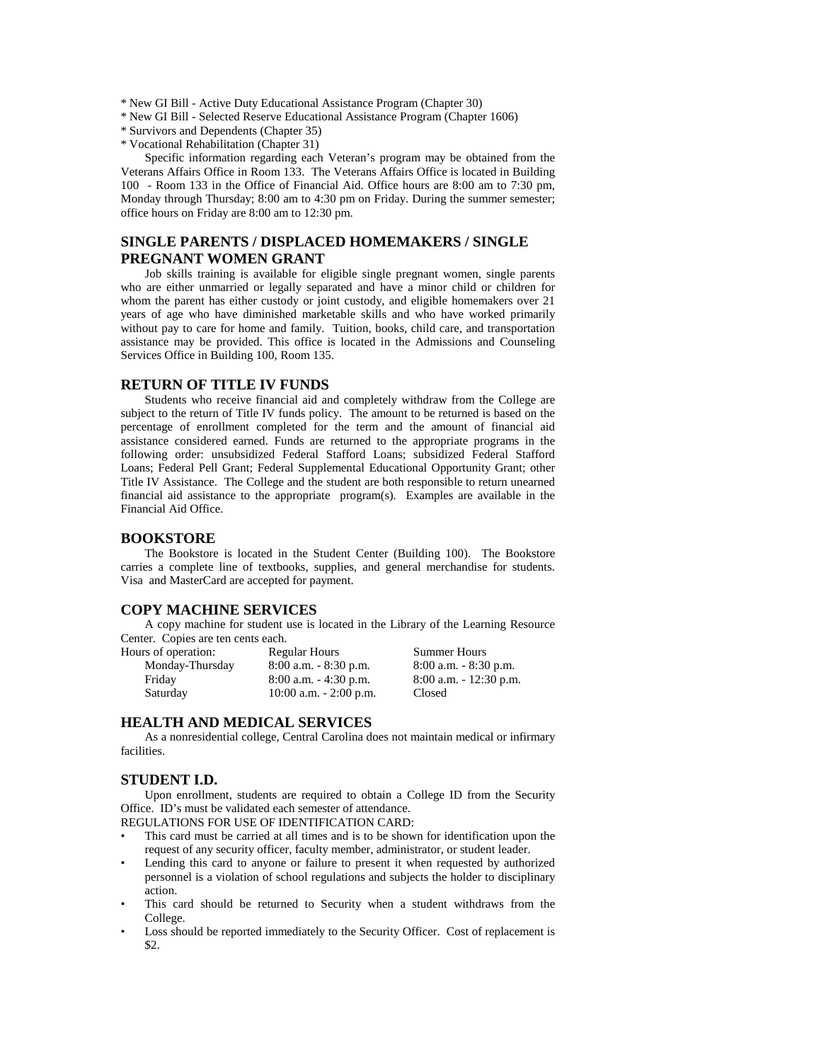* New GI Bill - Active Duty Educational Assistance Program (Chapter 30)
* New GI Bill - Selected Reserve Educational Assistance Program (Chapter 1606)
* Survivors and Dependents (Chapter 35)
* Vocational Rehabilitation (Chapter 31)

Specific information regarding each Veteran's program may be obtained from the Veterans Affairs Office in Room 133. The Veterans Affairs Office is located in Building 100 - Room 133 in the Office of Financial Aid. Office hours are 8:00 am to 7:30 pm, Monday through Thursday; 8:00 am to 4:30 pm on Friday. During the summer semester; office hours on Friday are 8:00 am to 12:30 pm.

## SINGLE PARENTS / DISPLACED HOMEMAKERS / SINGLE PREGNANT WOMEN GRANT

Job skills training is available for eligible single pregnant women, single parents who are either unmarried or legally separated and have a minor child or children for whom the parent has either custody or joint custody, and eligible homemakers over 21 years of age who have diminished marketable skills and who have worked primarily without pay to care for home and family. Tuition, books, child care, and transportation assistance may be provided. This office is located in the Admissions and Counseling Services Office in Building 100, Room 135.

## RETURN OF TITLE IV FUNDS

Students who receive financial aid and completely withdraw from the College are subject to the return of Title IV funds policy. The amount to be returned is based on the percentage of enrollment completed for the term and the amount of financial aid assistance considered earned. Funds are returned to the appropriate programs in the following order: unsubsidized Federal Stafford Loans; subsidized Federal Stafford Loans; Federal Pell Grant; Federal Supplemental Educational Opportunity Grant; other Title IV Assistance. The College and the student are both responsible to return unearned financial aid assistance to the appropriate program(s). Examples are available in the Financial Aid Office.

## BOOKSTORE

The Bookstore is located in the Student Center (Building 100). The Bookstore carries a complete line of textbooks, supplies, and general merchandise for students. Visa and MasterCard are accepted for payment.

## COPY MACHINE SERVICES

A copy machine for student use is located in the Library of the Learning Resource Center. Copies are ten cents each.

| Hours of operation: | Regular Hours | Summer Hours |
|---|---|---|
| Monday-Thursday | 8:00 a.m. - 8:30 p.m. | 8:00 a.m. - 8:30 p.m. |
| Friday | 8:00 a.m. - 4:30 p.m. | 8:00 a.m. - 12:30 p.m. |
| Saturday | 10:00 a.m. - 2:00 p.m. | Closed |

## HEALTH AND MEDICAL SERVICES

As a nonresidential college, Central Carolina does not maintain medical or infirmary facilities.

## STUDENT I.D.

Upon enrollment, students are required to obtain a College ID from the Security Office. ID's must be validated each semester of attendance.

REGULATIONS FOR USE OF IDENTIFICATION CARD:

- This card must be carried at all times and is to be shown for identification upon the request of any security officer, faculty member, administrator, or student leader.
- Lending this card to anyone or failure to present it when requested by authorized personnel is a violation of school regulations and subjects the holder to disciplinary action.
- This card should be returned to Security when a student withdraws from the College.
- Loss should be reported immediately to the Security Officer. Cost of replacement is $2.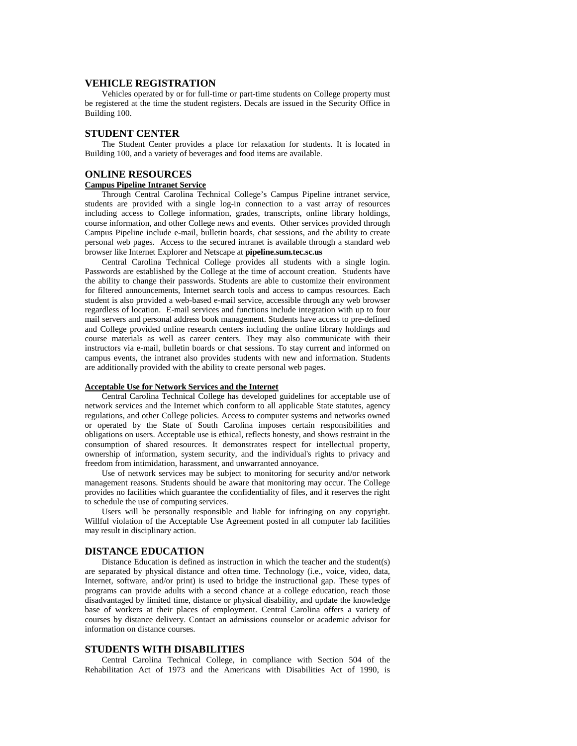## VEHICLE REGISTRATION

Vehicles operated by or for full-time or part-time students on College property must be registered at the time the student registers. Decals are issued in the Security Office in Building 100.

## STUDENT CENTER

The Student Center provides a place for relaxation for students. It is located in Building 100, and a variety of beverages and food items are available.

## ONLINE RESOURCES

### Campus Pipeline Intranet Service

Through Central Carolina Technical College's Campus Pipeline intranet service, students are provided with a single log-in connection to a vast array of resources including access to College information, grades, transcripts, online library holdings, course information, and other College news and events. Other services provided through Campus Pipeline include e-mail, bulletin boards, chat sessions, and the ability to create personal web pages. Access to the secured intranet is available through a standard web browser like Internet Explorer and Netscape at **pipeline.sum.tec.sc.us**

Central Carolina Technical College provides all students with a single login. Passwords are established by the College at the time of account creation. Students have the ability to change their passwords. Students are able to customize their environment for filtered announcements, Internet search tools and access to campus resources. Each student is also provided a web-based e-mail service, accessible through any web browser regardless of location. E-mail services and functions include integration with up to four mail servers and personal address book management. Students have access to pre-defined and College provided online research centers including the online library holdings and course materials as well as career centers. They may also communicate with their instructors via e-mail, bulletin boards or chat sessions. To stay current and informed on campus events, the intranet also provides students with new and information. Students are additionally provided with the ability to create personal web pages.

### Acceptable Use for Network Services and the Internet

Central Carolina Technical College has developed guidelines for acceptable use of network services and the Internet which conform to all applicable State statutes, agency regulations, and other College policies. Access to computer systems and networks owned or operated by the State of South Carolina imposes certain responsibilities and obligations on users. Acceptable use is ethical, reflects honesty, and shows restraint in the consumption of shared resources. It demonstrates respect for intellectual property, ownership of information, system security, and the individual's rights to privacy and freedom from intimidation, harassment, and unwarranted annoyance.

Use of network services may be subject to monitoring for security and/or network management reasons. Students should be aware that monitoring may occur. The College provides no facilities which guarantee the confidentiality of files, and it reserves the right to schedule the use of computing services.

Users will be personally responsible and liable for infringing on any copyright. Willful violation of the Acceptable Use Agreement posted in all computer lab facilities may result in disciplinary action.

## DISTANCE EDUCATION

Distance Education is defined as instruction in which the teacher and the student(s) are separated by physical distance and often time. Technology (i.e., voice, video, data, Internet, software, and/or print) is used to bridge the instructional gap. These types of programs can provide adults with a second chance at a college education, reach those disadvantaged by limited time, distance or physical disability, and update the knowledge base of workers at their places of employment. Central Carolina offers a variety of courses by distance delivery. Contact an admissions counselor or academic advisor for information on distance courses.

## STUDENTS WITH DISABILITIES

Central Carolina Technical College, in compliance with Section 504 of the Rehabilitation Act of 1973 and the Americans with Disabilities Act of 1990, is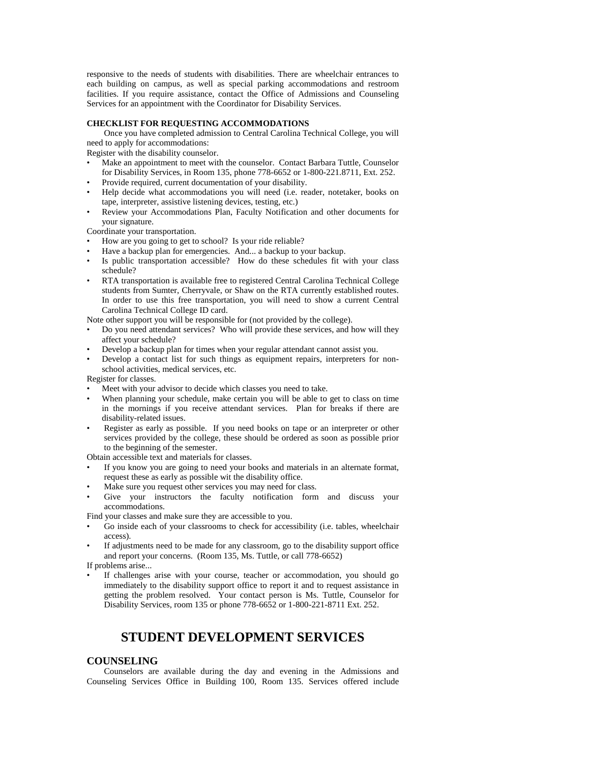responsive to the needs of students with disabilities. There are wheelchair entrances to each building on campus, as well as special parking accommodations and restroom facilities. If you require assistance, contact the Office of Admissions and Counseling Services for an appointment with the Coordinator for Disability Services.

**CHECKLIST FOR REQUESTING ACCOMMODATIONS**

Once you have completed admission to Central Carolina Technical College, you will need to apply for accommodations:

Register with the disability counselor.

- Make an appointment to meet with the counselor. Contact Barbara Tuttle, Counselor for Disability Services, in Room 135, phone 778-6652 or 1-800-221.8711, Ext. 252.
- Provide required, current documentation of your disability.
- Help decide what accommodations you will need (i.e. reader, notetaker, books on tape, interpreter, assistive listening devices, testing, etc.)
- Review your Accommodations Plan, Faculty Notification and other documents for your signature.

Coordinate your transportation.

- How are you going to get to school? Is your ride reliable?
- Have a backup plan for emergencies. And... a backup to your backup.
- Is public transportation accessible? How do these schedules fit with your class schedule?
- RTA transportation is available free to registered Central Carolina Technical College students from Sumter, Cherryvale, or Shaw on the RTA currently established routes. In order to use this free transportation, you will need to show a current Central Carolina Technical College ID card.

Note other support you will be responsible for (not provided by the college).

- Do you need attendant services? Who will provide these services, and how will they affect your schedule?
- Develop a backup plan for times when your regular attendant cannot assist you.
- Develop a contact list for such things as equipment repairs, interpreters for non-school activities, medical services, etc.

Register for classes.

- Meet with your advisor to decide which classes you need to take.
- When planning your schedule, make certain you will be able to get to class on time in the mornings if you receive attendant services. Plan for breaks if there are disability-related issues.
- Register as early as possible. If you need books on tape or an interpreter or other services provided by the college, these should be ordered as soon as possible prior to the beginning of the semester.

Obtain accessible text and materials for classes.

- If you know you are going to need your books and materials in an alternate format, request these as early as possible wit the disability office.
- Make sure you request other services you may need for class.
- Give your instructors the faculty notification form and discuss your accommodations.

Find your classes and make sure they are accessible to you.

- Go inside each of your classrooms to check for accessibility (i.e. tables, wheelchair access).
- If adjustments need to be made for any classroom, go to the disability support office and report your concerns. (Room 135, Ms. Tuttle, or call 778-6652)

If problems arise...

- If challenges arise with your course, teacher or accommodation, you should go immediately to the disability support office to report it and to request assistance in getting the problem resolved. Your contact person is Ms. Tuttle, Counselor for Disability Services, room 135 or phone 778-6652 or 1-800-221-8711 Ext. 252.

# STUDENT DEVELOPMENT SERVICES

## COUNSELING

Counselors are available during the day and evening in the Admissions and Counseling Services Office in Building 100, Room 135. Services offered include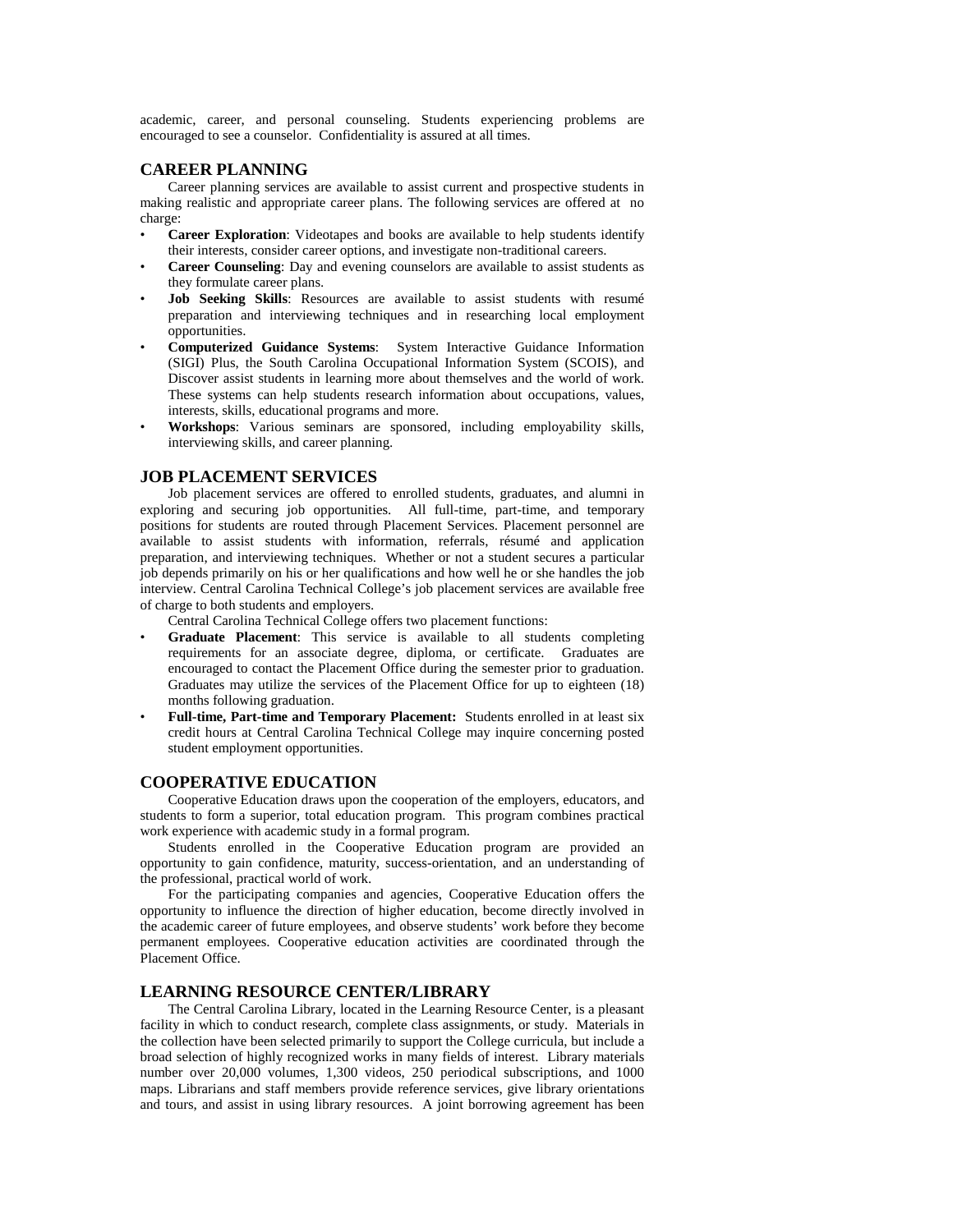academic, career, and personal counseling. Students experiencing problems are encouraged to see a counselor. Confidentiality is assured at all times.

## CAREER PLANNING

Career planning services are available to assist current and prospective students in making realistic and appropriate career plans. The following services are offered at no charge:

- **Career Exploration**: Videotapes and books are available to help students identify their interests, consider career options, and investigate non-traditional careers.
- **Career Counseling**: Day and evening counselors are available to assist students as they formulate career plans.
- **Job Seeking Skills**: Resources are available to assist students with resumé preparation and interviewing techniques and in researching local employment opportunities.
- **Computerized Guidance Systems**: System Interactive Guidance Information (SIGI) Plus, the South Carolina Occupational Information System (SCOIS), and Discover assist students in learning more about themselves and the world of work. These systems can help students research information about occupations, values, interests, skills, educational programs and more.
- **Workshops**: Various seminars are sponsored, including employability skills, interviewing skills, and career planning.

## JOB PLACEMENT SERVICES

Job placement services are offered to enrolled students, graduates, and alumni in exploring and securing job opportunities. All full-time, part-time, and temporary positions for students are routed through Placement Services. Placement personnel are available to assist students with information, referrals, résumé and application preparation, and interviewing techniques. Whether or not a student secures a particular job depends primarily on his or her qualifications and how well he or she handles the job interview. Central Carolina Technical College's job placement services are available free of charge to both students and employers.

Central Carolina Technical College offers two placement functions:

- **Graduate Placement**: This service is available to all students completing requirements for an associate degree, diploma, or certificate. Graduates are encouraged to contact the Placement Office during the semester prior to graduation. Graduates may utilize the services of the Placement Office for up to eighteen (18) months following graduation.
- **Full-time, Part-time and Temporary Placement:** Students enrolled in at least six credit hours at Central Carolina Technical College may inquire concerning posted student employment opportunities.

## COOPERATIVE EDUCATION

Cooperative Education draws upon the cooperation of the employers, educators, and students to form a superior, total education program. This program combines practical work experience with academic study in a formal program.

Students enrolled in the Cooperative Education program are provided an opportunity to gain confidence, maturity, success-orientation, and an understanding of the professional, practical world of work.

For the participating companies and agencies, Cooperative Education offers the opportunity to influence the direction of higher education, become directly involved in the academic career of future employees, and observe students' work before they become permanent employees. Cooperative education activities are coordinated through the Placement Office.

## LEARNING RESOURCE CENTER/LIBRARY

The Central Carolina Library, located in the Learning Resource Center, is a pleasant facility in which to conduct research, complete class assignments, or study. Materials in the collection have been selected primarily to support the College curricula, but include a broad selection of highly recognized works in many fields of interest. Library materials number over 20,000 volumes, 1,300 videos, 250 periodical subscriptions, and 1000 maps. Librarians and staff members provide reference services, give library orientations and tours, and assist in using library resources. A joint borrowing agreement has been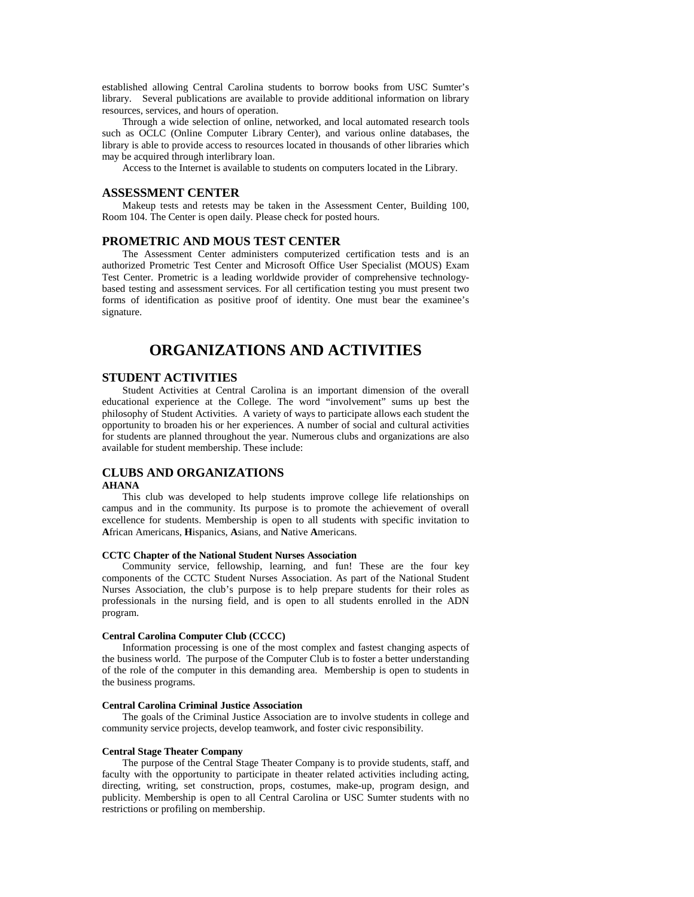established allowing Central Carolina students to borrow books from USC Sumter's library. Several publications are available to provide additional information on library resources, services, and hours of operation.

Through a wide selection of online, networked, and local automated research tools such as OCLC (Online Computer Library Center), and various online databases, the library is able to provide access to resources located in thousands of other libraries which may be acquired through interlibrary loan.

Access to the Internet is available to students on computers located in the Library.

## ASSESSMENT CENTER

Makeup tests and retests may be taken in the Assessment Center, Building 100, Room 104. The Center is open daily. Please check for posted hours.

## PROMETRIC AND MOUS TEST CENTER

The Assessment Center administers computerized certification tests and is an authorized Prometric Test Center and Microsoft Office User Specialist (MOUS) Exam Test Center. Prometric is a leading worldwide provider of comprehensive technology-based testing and assessment services. For all certification testing you must present two forms of identification as positive proof of identity. One must bear the examinee's signature.

# ORGANIZATIONS AND ACTIVITIES

## STUDENT ACTIVITIES

Student Activities at Central Carolina is an important dimension of the overall educational experience at the College. The word "involvement" sums up best the philosophy of Student Activities. A variety of ways to participate allows each student the opportunity to broaden his or her experiences. A number of social and cultural activities for students are planned throughout the year. Numerous clubs and organizations are also available for student membership. These include:

## CLUBS AND ORGANIZATIONS

**AHANA**

This club was developed to help students improve college life relationships on campus and in the community. Its purpose is to promote the achievement of overall excellence for students. Membership is open to all students with specific invitation to **A**frican Americans, **H**ispanics, **A**sians, and **N**ative **A**mericans.

**CCTC Chapter of the National Student Nurses Association**

Community service, fellowship, learning, and fun! These are the four key components of the CCTC Student Nurses Association. As part of the National Student Nurses Association, the club's purpose is to help prepare students for their roles as professionals in the nursing field, and is open to all students enrolled in the ADN program.

**Central Carolina Computer Club (CCCC)**

Information processing is one of the most complex and fastest changing aspects of the business world. The purpose of the Computer Club is to foster a better understanding of the role of the computer in this demanding area. Membership is open to students in the business programs.

**Central Carolina Criminal Justice Association**

The goals of the Criminal Justice Association are to involve students in college and community service projects, develop teamwork, and foster civic responsibility.

**Central Stage Theater Company**

The purpose of the Central Stage Theater Company is to provide students, staff, and faculty with the opportunity to participate in theater related activities including acting, directing, writing, set construction, props, costumes, make-up, program design, and publicity. Membership is open to all Central Carolina or USC Sumter students with no restrictions or profiling on membership.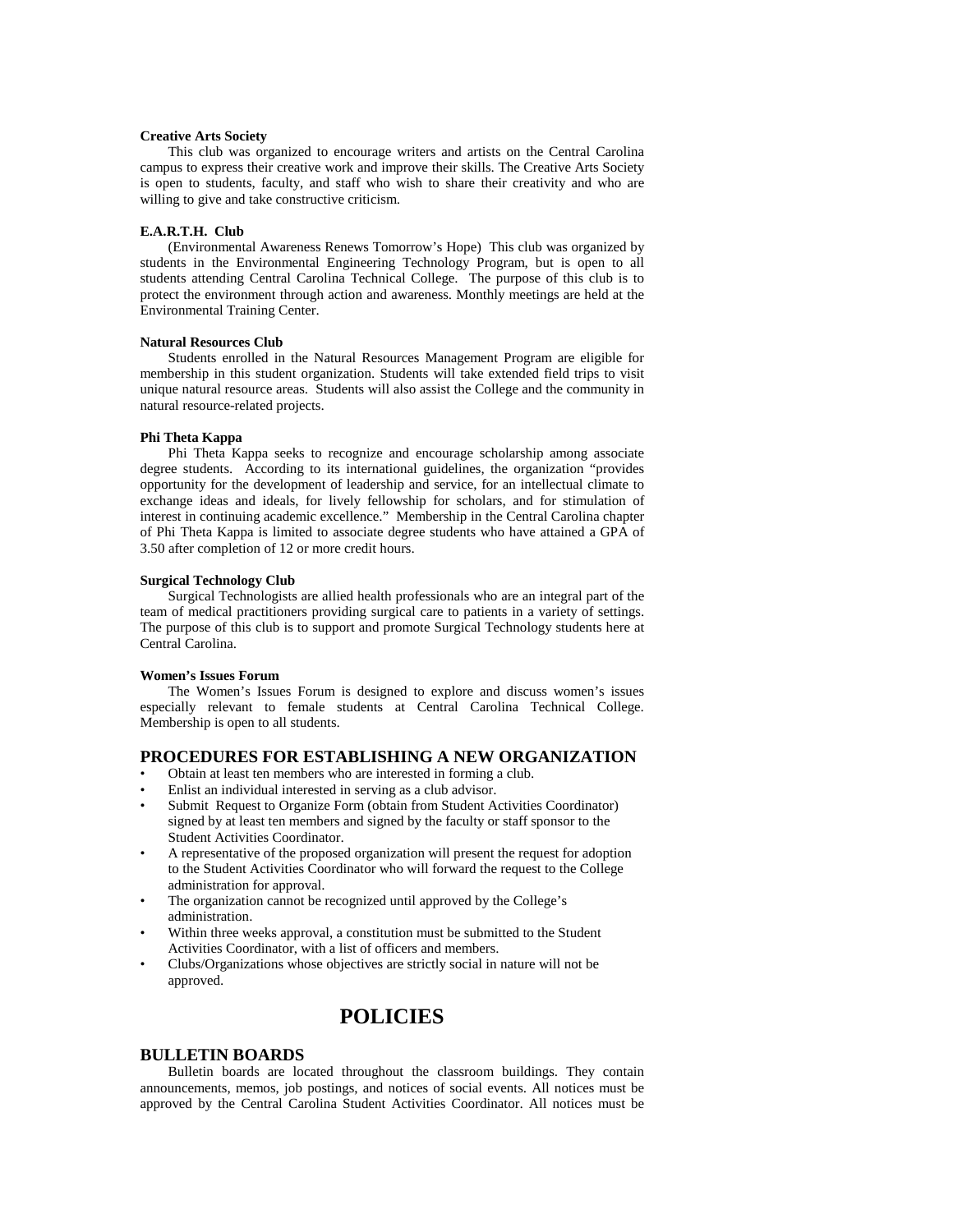**Creative Arts Society**

This club was organized to encourage writers and artists on the Central Carolina campus to express their creative work and improve their skills. The Creative Arts Society is open to students, faculty, and staff who wish to share their creativity and who are willing to give and take constructive criticism.

**E.A.R.T.H. Club**

(Environmental Awareness Renews Tomorrow's Hope) This club was organized by students in the Environmental Engineering Technology Program, but is open to all students attending Central Carolina Technical College. The purpose of this club is to protect the environment through action and awareness. Monthly meetings are held at the Environmental Training Center.

**Natural Resources Club**

Students enrolled in the Natural Resources Management Program are eligible for membership in this student organization. Students will take extended field trips to visit unique natural resource areas. Students will also assist the College and the community in natural resource-related projects.

**Phi Theta Kappa**

Phi Theta Kappa seeks to recognize and encourage scholarship among associate degree students. According to its international guidelines, the organization "provides opportunity for the development of leadership and service, for an intellectual climate to exchange ideas and ideals, for lively fellowship for scholars, and for stimulation of interest in continuing academic excellence." Membership in the Central Carolina chapter of Phi Theta Kappa is limited to associate degree students who have attained a GPA of 3.50 after completion of 12 or more credit hours.

**Surgical Technology Club**

Surgical Technologists are allied health professionals who are an integral part of the team of medical practitioners providing surgical care to patients in a variety of settings. The purpose of this club is to support and promote Surgical Technology students here at Central Carolina.

**Women's Issues Forum**

The Women's Issues Forum is designed to explore and discuss women's issues especially relevant to female students at Central Carolina Technical College. Membership is open to all students.

## PROCEDURES FOR ESTABLISHING A NEW ORGANIZATION

- Obtain at least ten members who are interested in forming a club.
- Enlist an individual interested in serving as a club advisor.
- Submit Request to Organize Form (obtain from Student Activities Coordinator) signed by at least ten members and signed by the faculty or staff sponsor to the Student Activities Coordinator.
- A representative of the proposed organization will present the request for adoption to the Student Activities Coordinator who will forward the request to the College administration for approval.
- The organization cannot be recognized until approved by the College's administration.
- Within three weeks approval, a constitution must be submitted to the Student Activities Coordinator, with a list of officers and members.
- Clubs/Organizations whose objectives are strictly social in nature will not be approved.

# POLICIES

## BULLETIN BOARDS

Bulletin boards are located throughout the classroom buildings. They contain announcements, memos, job postings, and notices of social events. All notices must be approved by the Central Carolina Student Activities Coordinator. All notices must be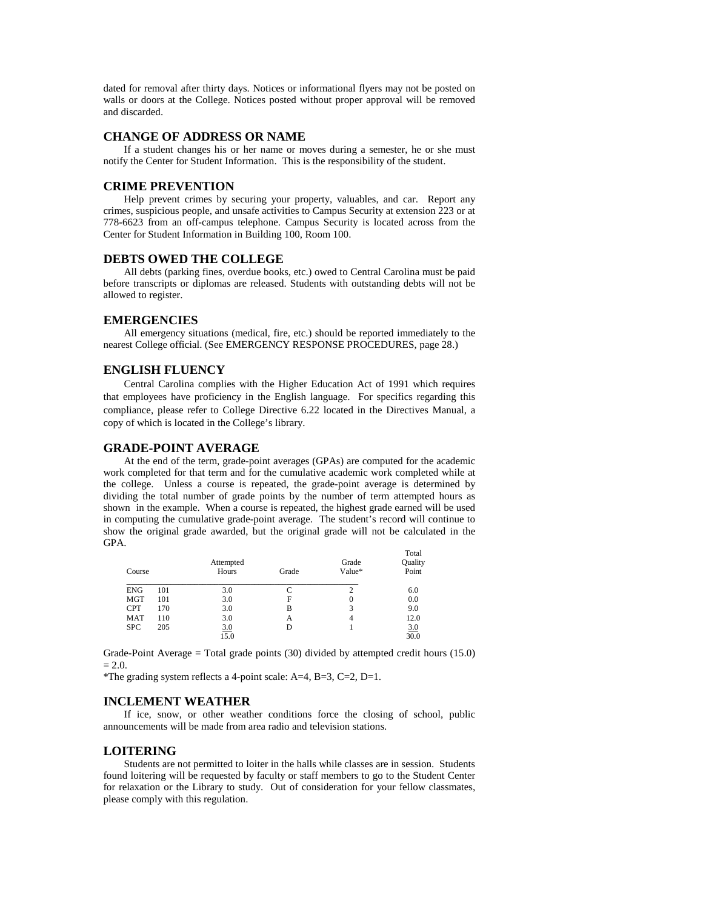dated for removal after thirty days. Notices or informational flyers may not be posted on walls or doors at the College. Notices posted without proper approval will be removed and discarded.

## CHANGE OF ADDRESS OR NAME

If a student changes his or her name or moves during a semester, he or she must notify the Center for Student Information. This is the responsibility of the student.

## CRIME PREVENTION

Help prevent crimes by securing your property, valuables, and car. Report any crimes, suspicious people, and unsafe activities to Campus Security at extension 223 or at 778-6623 from an off-campus telephone. Campus Security is located across from the Center for Student Information in Building 100, Room 100.

## DEBTS OWED THE COLLEGE

All debts (parking fines, overdue books, etc.) owed to Central Carolina must be paid before transcripts or diplomas are released. Students with outstanding debts will not be allowed to register.

## EMERGENCIES

All emergency situations (medical, fire, etc.) should be reported immediately to the nearest College official. (See EMERGENCY RESPONSE PROCEDURES, page 28.)

## ENGLISH FLUENCY

Central Carolina complies with the Higher Education Act of 1991 which requires that employees have proficiency in the English language. For specifics regarding this compliance, please refer to College Directive 6.22 located in the Directives Manual, a copy of which is located in the College's library.

## GRADE-POINT AVERAGE

At the end of the term, grade-point averages (GPAs) are computed for the academic work completed for that term and for the cumulative academic work completed while at the college. Unless a course is repeated, the grade-point average is determined by dividing the total number of grade points by the number of term attempted hours as shown in the example. When a course is repeated, the highest grade earned will be used in computing the cumulative grade-point average. The student's record will continue to show the original grade awarded, but the original grade will not be calculated in the GPA.

| Course | | Attempted Hours | Grade | Grade Value* | Total Quality Point |
|---|---|---|---|---|---|
| ENG | 101 | 3.0 | C | 2 | 6.0 |
| MGT | 101 | 3.0 | F | 0 | 0.0 |
| CPT | 170 | 3.0 | B | 3 | 9.0 |
| MAT | 110 | 3.0 | A | 4 | 12.0 |
| SPC | 205 | 3.0 | D | 1 | 3.0 |
| | | 15.0 | | | 30.0 |

Grade-Point Average = Total grade points (30) divided by attempted credit hours (15.0) = 2.0.

*The grading system reflects a 4-point scale: A=4, B=3, C=2, D=1.

## INCLEMENT WEATHER

If ice, snow, or other weather conditions force the closing of school, public announcements will be made from area radio and television stations.

## LOITERING

Students are not permitted to loiter in the halls while classes are in session. Students found loitering will be requested by faculty or staff members to go to the Student Center for relaxation or the Library to study. Out of consideration for your fellow classmates, please comply with this regulation.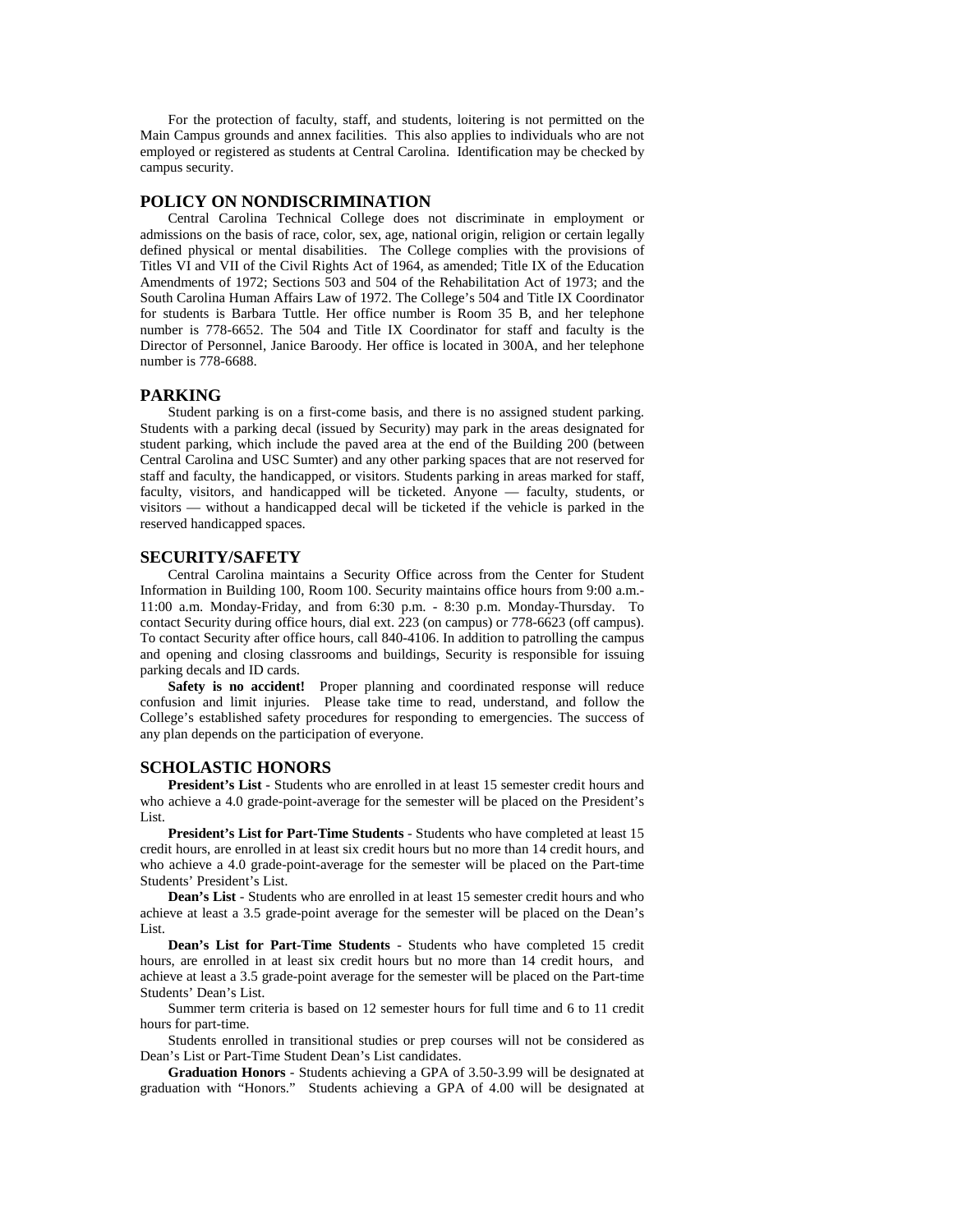For the protection of faculty, staff, and students, loitering is not permitted on the Main Campus grounds and annex facilities. This also applies to individuals who are not employed or registered as students at Central Carolina. Identification may be checked by campus security.

## POLICY ON NONDISCRIMINATION

Central Carolina Technical College does not discriminate in employment or admissions on the basis of race, color, sex, age, national origin, religion or certain legally defined physical or mental disabilities. The College complies with the provisions of Titles VI and VII of the Civil Rights Act of 1964, as amended; Title IX of the Education Amendments of 1972; Sections 503 and 504 of the Rehabilitation Act of 1973; and the South Carolina Human Affairs Law of 1972. The College's 504 and Title IX Coordinator for students is Barbara Tuttle. Her office number is Room 35 B, and her telephone number is 778-6652. The 504 and Title IX Coordinator for staff and faculty is the Director of Personnel, Janice Baroody. Her office is located in 300A, and her telephone number is 778-6688.

## PARKING

Student parking is on a first-come basis, and there is no assigned student parking. Students with a parking decal (issued by Security) may park in the areas designated for student parking, which include the paved area at the end of the Building 200 (between Central Carolina and USC Sumter) and any other parking spaces that are not reserved for staff and faculty, the handicapped, or visitors. Students parking in areas marked for staff, faculty, visitors, and handicapped will be ticketed. Anyone — faculty, students, or visitors — without a handicapped decal will be ticketed if the vehicle is parked in the reserved handicapped spaces.

## SECURITY/SAFETY

Central Carolina maintains a Security Office across from the Center for Student Information in Building 100, Room 100. Security maintains office hours from 9:00 a.m.-11:00 a.m. Monday-Friday, and from 6:30 p.m. - 8:30 p.m. Monday-Thursday. To contact Security during office hours, dial ext. 223 (on campus) or 778-6623 (off campus). To contact Security after office hours, call 840-4106. In addition to patrolling the campus and opening and closing classrooms and buildings, Security is responsible for issuing parking decals and ID cards.

**Safety is no accident!** Proper planning and coordinated response will reduce confusion and limit injuries. Please take time to read, understand, and follow the College's established safety procedures for responding to emergencies. The success of any plan depends on the participation of everyone.

## SCHOLASTIC HONORS

**President's List** - Students who are enrolled in at least 15 semester credit hours and who achieve a 4.0 grade-point-average for the semester will be placed on the President's List.

**President's List for Part-Time Students** - Students who have completed at least 15 credit hours, are enrolled in at least six credit hours but no more than 14 credit hours, and who achieve a 4.0 grade-point-average for the semester will be placed on the Part-time Students' President's List.

**Dean's List** - Students who are enrolled in at least 15 semester credit hours and who achieve at least a 3.5 grade-point average for the semester will be placed on the Dean's List.

**Dean's List for Part-Time Students** - Students who have completed 15 credit hours, are enrolled in at least six credit hours but no more than 14 credit hours, and achieve at least a 3.5 grade-point average for the semester will be placed on the Part-time Students' Dean's List.

Summer term criteria is based on 12 semester hours for full time and 6 to 11 credit hours for part-time.

Students enrolled in transitional studies or prep courses will not be considered as Dean's List or Part-Time Student Dean's List candidates.

**Graduation Honors** - Students achieving a GPA of 3.50-3.99 will be designated at graduation with "Honors." Students achieving a GPA of 4.00 will be designated at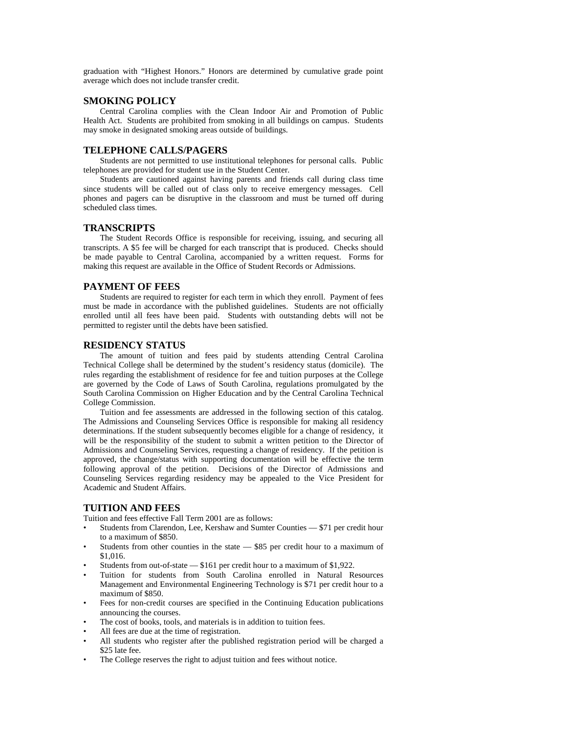graduation with "Highest Honors." Honors are determined by cumulative grade point average which does not include transfer credit.

## SMOKING POLICY

Central Carolina complies with the Clean Indoor Air and Promotion of Public Health Act. Students are prohibited from smoking in all buildings on campus. Students may smoke in designated smoking areas outside of buildings.

## TELEPHONE CALLS/PAGERS

Students are not permitted to use institutional telephones for personal calls. Public telephones are provided for student use in the Student Center.

Students are cautioned against having parents and friends call during class time since students will be called out of class only to receive emergency messages. Cell phones and pagers can be disruptive in the classroom and must be turned off during scheduled class times.

## TRANSCRIPTS

The Student Records Office is responsible for receiving, issuing, and securing all transcripts. A $5 fee will be charged for each transcript that is produced. Checks should be made payable to Central Carolina, accompanied by a written request. Forms for making this request are available in the Office of Student Records or Admissions.

## PAYMENT OF FEES

Students are required to register for each term in which they enroll. Payment of fees must be made in accordance with the published guidelines. Students are not officially enrolled until all fees have been paid. Students with outstanding debts will not be permitted to register until the debts have been satisfied.

## RESIDENCY STATUS

The amount of tuition and fees paid by students attending Central Carolina Technical College shall be determined by the student's residency status (domicile). The rules regarding the establishment of residence for fee and tuition purposes at the College are governed by the Code of Laws of South Carolina, regulations promulgated by the South Carolina Commission on Higher Education and by the Central Carolina Technical College Commission.

Tuition and fee assessments are addressed in the following section of this catalog. The Admissions and Counseling Services Office is responsible for making all residency determinations. If the student subsequently becomes eligible for a change of residency, it will be the responsibility of the student to submit a written petition to the Director of Admissions and Counseling Services, requesting a change of residency. If the petition is approved, the change/status with supporting documentation will be effective the term following approval of the petition. Decisions of the Director of Admissions and Counseling Services regarding residency may be appealed to the Vice President for Academic and Student Affairs.

## TUITION AND FEES

Tuition and fees effective Fall Term 2001 are as follows:

- Students from Clarendon, Lee, Kershaw and Sumter Counties — $71 per credit hour to a maximum of $850.
- Students from other counties in the state — $85 per credit hour to a maximum of $1,016.
- Students from out-of-state — $161 per credit hour to a maximum of $1,922.
- Tuition for students from South Carolina enrolled in Natural Resources Management and Environmental Engineering Technology is $71 per credit hour to a maximum of $850.
- Fees for non-credit courses are specified in the Continuing Education publications announcing the courses.
- The cost of books, tools, and materials is in addition to tuition fees.
- All fees are due at the time of registration.
- All students who register after the published registration period will be charged a $25 late fee.
- The College reserves the right to adjust tuition and fees without notice.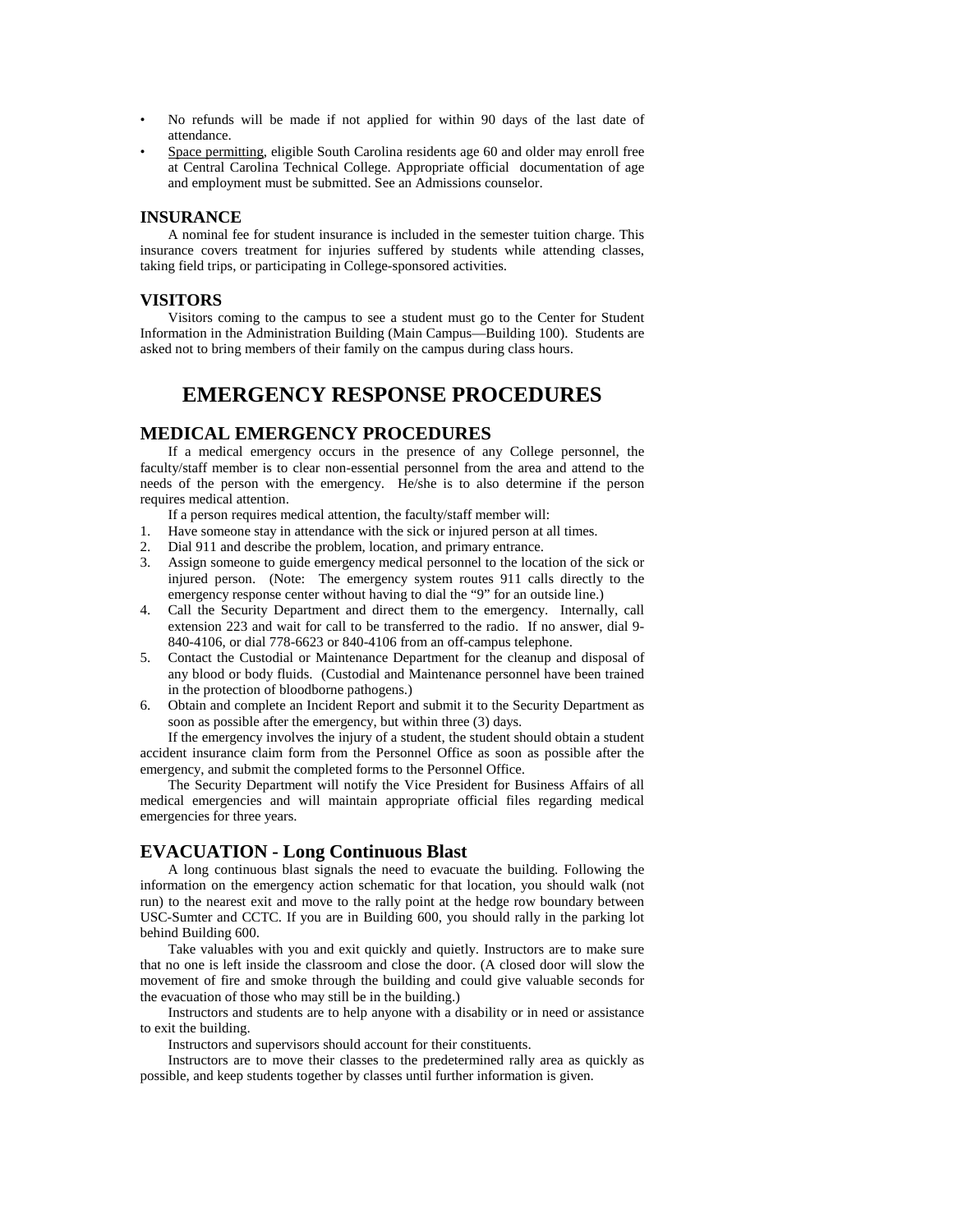- No refunds will be made if not applied for within 90 days of the last date of attendance.
- Space permitting, eligible South Carolina residents age 60 and older may enroll free at Central Carolina Technical College. Appropriate official documentation of age and employment must be submitted. See an Admissions counselor.

### INSURANCE

A nominal fee for student insurance is included in the semester tuition charge. This insurance covers treatment for injuries suffered by students while attending classes, taking field trips, or participating in College-sponsored activities.

### VISITORS

Visitors coming to the campus to see a student must go to the Center for Student Information in the Administration Building (Main Campus—Building 100). Students are asked not to bring members of their family on the campus during class hours.

# EMERGENCY RESPONSE PROCEDURES

## MEDICAL EMERGENCY PROCEDURES

If a medical emergency occurs in the presence of any College personnel, the faculty/staff member is to clear non-essential personnel from the area and attend to the needs of the person with the emergency. He/she is to also determine if the person requires medical attention.

If a person requires medical attention, the faculty/staff member will:

1. Have someone stay in attendance with the sick or injured person at all times.
2. Dial 911 and describe the problem, location, and primary entrance.
3. Assign someone to guide emergency medical personnel to the location of the sick or injured person. (Note: The emergency system routes 911 calls directly to the emergency response center without having to dial the "9" for an outside line.)
4. Call the Security Department and direct them to the emergency. Internally, call extension 223 and wait for call to be transferred to the radio. If no answer, dial 9-840-4106, or dial 778-6623 or 840-4106 from an off-campus telephone.
5. Contact the Custodial or Maintenance Department for the cleanup and disposal of any blood or body fluids. (Custodial and Maintenance personnel have been trained in the protection of bloodborne pathogens.)
6. Obtain and complete an Incident Report and submit it to the Security Department as soon as possible after the emergency, but within three (3) days.

If the emergency involves the injury of a student, the student should obtain a student accident insurance claim form from the Personnel Office as soon as possible after the emergency, and submit the completed forms to the Personnel Office.

The Security Department will notify the Vice President for Business Affairs of all medical emergencies and will maintain appropriate official files regarding medical emergencies for three years.

## EVACUATION - Long Continuous Blast

A long continuous blast signals the need to evacuate the building. Following the information on the emergency action schematic for that location, you should walk (not run) to the nearest exit and move to the rally point at the hedge row boundary between USC-Sumter and CCTC. If you are in Building 600, you should rally in the parking lot behind Building 600.

Take valuables with you and exit quickly and quietly. Instructors are to make sure that no one is left inside the classroom and close the door. (A closed door will slow the movement of fire and smoke through the building and could give valuable seconds for the evacuation of those who may still be in the building.)

Instructors and students are to help anyone with a disability or in need or assistance to exit the building.

Instructors and supervisors should account for their constituents.

Instructors are to move their classes to the predetermined rally area as quickly as possible, and keep students together by classes until further information is given.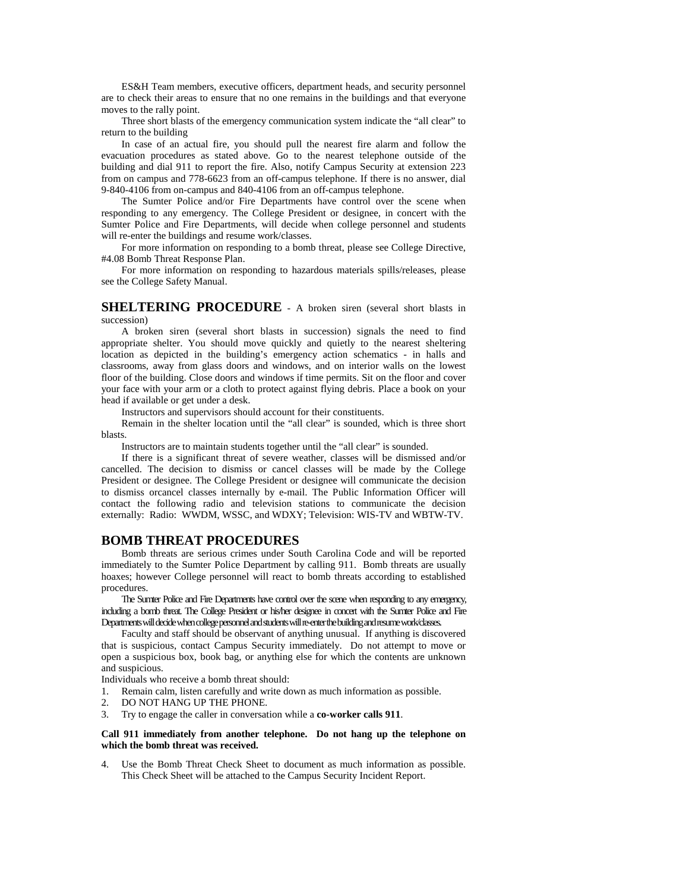ES&H Team members, executive officers, department heads, and security personnel are to check their areas to ensure that no one remains in the buildings and that everyone moves to the rally point.

Three short blasts of the emergency communication system indicate the "all clear" to return to the building

In case of an actual fire, you should pull the nearest fire alarm and follow the evacuation procedures as stated above. Go to the nearest telephone outside of the building and dial 911 to report the fire. Also, notify Campus Security at extension 223 from on campus and 778-6623 from an off-campus telephone. If there is no answer, dial 9-840-4106 from on-campus and 840-4106 from an off-campus telephone.

The Sumter Police and/or Fire Departments have control over the scene when responding to any emergency. The College President or designee, in concert with the Sumter Police and Fire Departments, will decide when college personnel and students will re-enter the buildings and resume work/classes.

For more information on responding to a bomb threat, please see College Directive, #4.08 Bomb Threat Response Plan.

For more information on responding to hazardous materials spills/releases, please see the College Safety Manual.

## SHELTERING PROCEDURE - A broken siren (several short blasts in succession)

A broken siren (several short blasts in succession) signals the need to find appropriate shelter. You should move quickly and quietly to the nearest sheltering location as depicted in the building's emergency action schematics - in halls and classrooms, away from glass doors and windows, and on interior walls on the lowest floor of the building. Close doors and windows if time permits. Sit on the floor and cover your face with your arm or a cloth to protect against flying debris. Place a book on your head if available or get under a desk.

Instructors and supervisors should account for their constituents.

Remain in the shelter location until the "all clear" is sounded, which is three short blasts.

Instructors are to maintain students together until the "all clear" is sounded.

If there is a significant threat of severe weather, classes will be dismissed and/or cancelled. The decision to dismiss or cancel classes will be made by the College President or designee. The College President or designee will communicate the decision to dismiss orcancel classes internally by e-mail. The Public Information Officer will contact the following radio and television stations to communicate the decision externally: Radio: WWDM, WSSC, and WDXY; Television: WIS-TV and WBTW-TV.

## BOMB THREAT PROCEDURES

Bomb threats are serious crimes under South Carolina Code and will be reported immediately to the Sumter Police Department by calling 911. Bomb threats are usually hoaxes; however College personnel will react to bomb threats according to established procedures.

The Sumter Police and Fire Departments have control over the scene when responding to any emergency, including a bomb threat. The College President or his/her designee in concert with the Sumter Police and Fire Departments will decide when college personnel and students will re-enter the building and resume work/classes.

Faculty and staff should be observant of anything unusual. If anything is discovered that is suspicious, contact Campus Security immediately. Do not attempt to move or open a suspicious box, book bag, or anything else for which the contents are unknown and suspicious.

Individuals who receive a bomb threat should:

1. Remain calm, listen carefully and write down as much information as possible.
2. DO NOT HANG UP THE PHONE.
3. Try to engage the caller in conversation while a **co-worker calls 911**.

**Call 911 immediately from another telephone. Do not hang up the telephone on which the bomb threat was received.**

4. Use the Bomb Threat Check Sheet to document as much information as possible. This Check Sheet will be attached to the Campus Security Incident Report.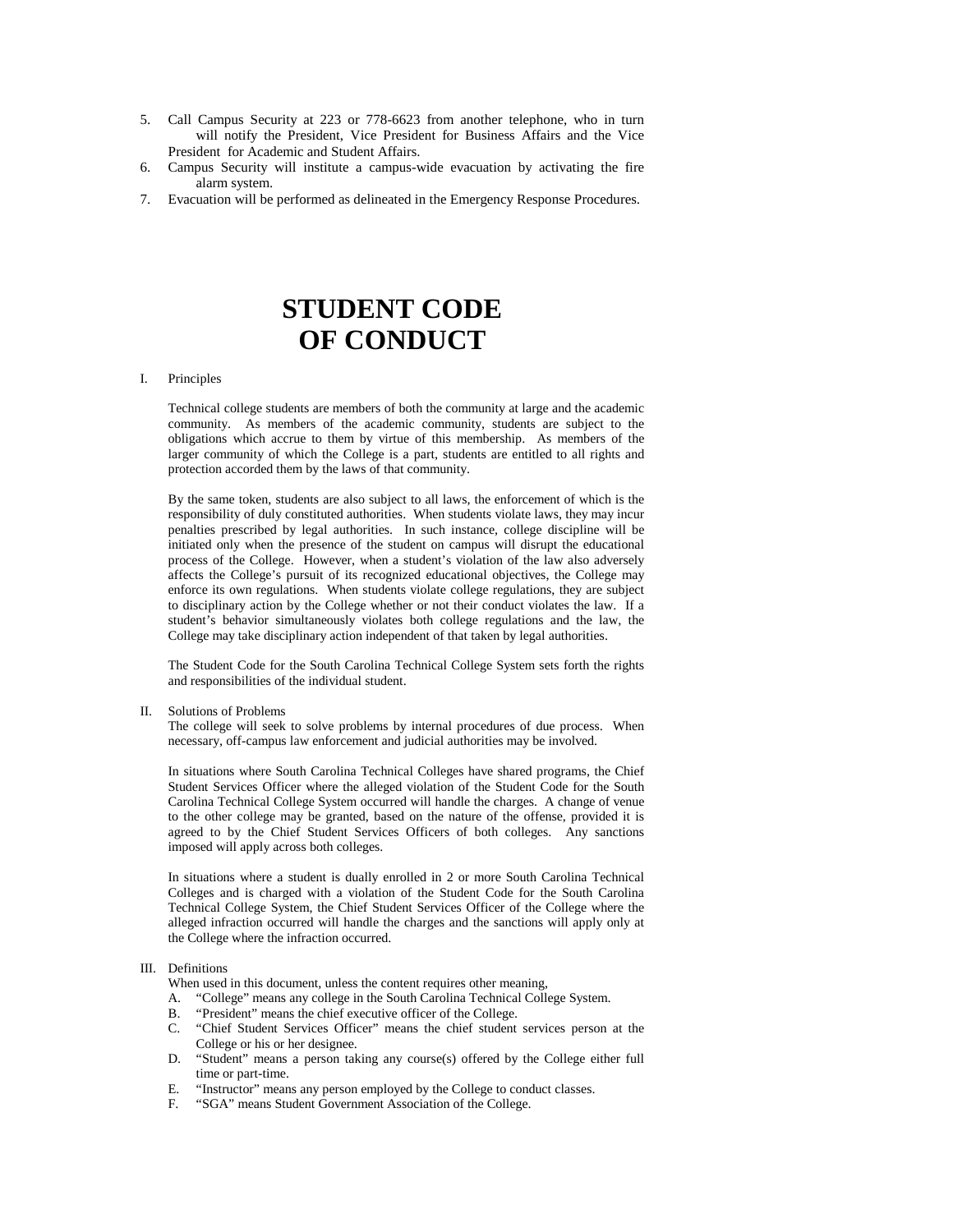5. Call Campus Security at 223 or 778-6623 from another telephone, who in turn will notify the President, Vice President for Business Affairs and the Vice President for Academic and Student Affairs.
6. Campus Security will institute a campus-wide evacuation by activating the fire alarm system.
7. Evacuation will be performed as delineated in the Emergency Response Procedures.

# STUDENT CODE OF CONDUCT

I. Principles

Technical college students are members of both the community at large and the academic community. As members of the academic community, students are subject to the obligations which accrue to them by virtue of this membership. As members of the larger community of which the College is a part, students are entitled to all rights and protection accorded them by the laws of that community.

By the same token, students are also subject to all laws, the enforcement of which is the responsibility of duly constituted authorities. When students violate laws, they may incur penalties prescribed by legal authorities. In such instance, college discipline will be initiated only when the presence of the student on campus will disrupt the educational process of the College. However, when a student's violation of the law also adversely affects the College's pursuit of its recognized educational objectives, the College may enforce its own regulations. When students violate college regulations, they are subject to disciplinary action by the College whether or not their conduct violates the law. If a student's behavior simultaneously violates both college regulations and the law, the College may take disciplinary action independent of that taken by legal authorities.

The Student Code for the South Carolina Technical College System sets forth the rights and responsibilities of the individual student.

II. Solutions of Problems

The college will seek to solve problems by internal procedures of due process. When necessary, off-campus law enforcement and judicial authorities may be involved.

In situations where South Carolina Technical Colleges have shared programs, the Chief Student Services Officer where the alleged violation of the Student Code for the South Carolina Technical College System occurred will handle the charges. A change of venue to the other college may be granted, based on the nature of the offense, provided it is agreed to by the Chief Student Services Officers of both colleges. Any sanctions imposed will apply across both colleges.

In situations where a student is dually enrolled in 2 or more South Carolina Technical Colleges and is charged with a violation of the Student Code for the South Carolina Technical College System, the Chief Student Services Officer of the College where the alleged infraction occurred will handle the charges and the sanctions will apply only at the College where the infraction occurred.

III. Definitions

When used in this document, unless the content requires other meaning,

A. "College" means any college in the South Carolina Technical College System.
B. "President" means the chief executive officer of the College.
C. "Chief Student Services Officer" means the chief student services person at the College or his or her designee.
D. "Student" means a person taking any course(s) offered by the College either full time or part-time.
E. "Instructor" means any person employed by the College to conduct classes.
F. "SGA" means Student Government Association of the College.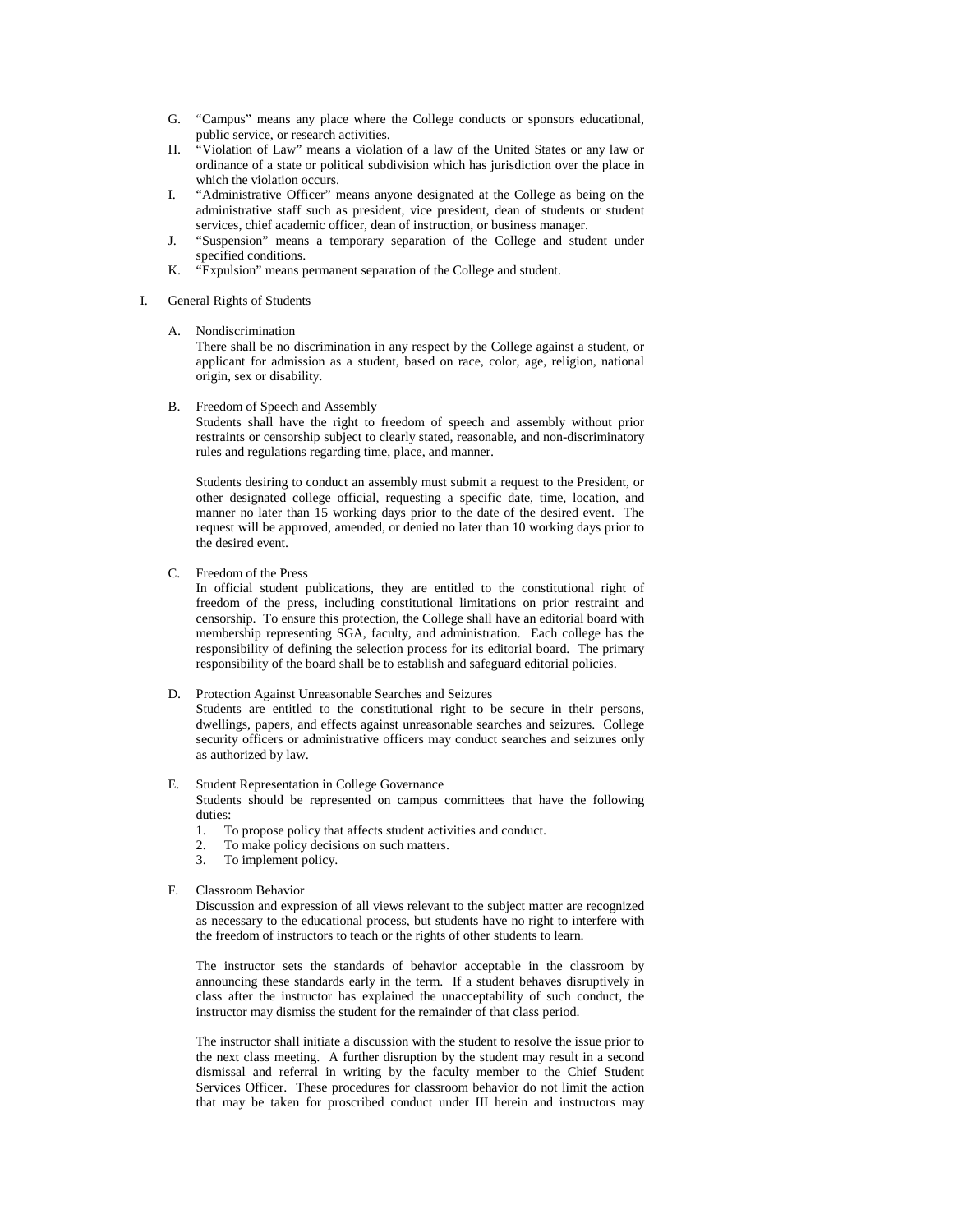G. "Campus" means any place where the College conducts or sponsors educational, public service, or research activities.
H. "Violation of Law" means a violation of a law of the United States or any law or ordinance of a state or political subdivision which has jurisdiction over the place in which the violation occurs.
I. "Administrative Officer" means anyone designated at the College as being on the administrative staff such as president, vice president, dean of students or student services, chief academic officer, dean of instruction, or business manager.
J. "Suspension" means a temporary separation of the College and student under specified conditions.
K. "Expulsion" means permanent separation of the College and student.

I. General Rights of Students

A. Nondiscrimination
There shall be no discrimination in any respect by the College against a student, or applicant for admission as a student, based on race, color, age, religion, national origin, sex or disability.

B. Freedom of Speech and Assembly
Students shall have the right to freedom of speech and assembly without prior restraints or censorship subject to clearly stated, reasonable, and non-discriminatory rules and regulations regarding time, place, and manner.

Students desiring to conduct an assembly must submit a request to the President, or other designated college official, requesting a specific date, time, location, and manner no later than 15 working days prior to the date of the desired event. The request will be approved, amended, or denied no later than 10 working days prior to the desired event.

C. Freedom of the Press
In official student publications, they are entitled to the constitutional right of freedom of the press, including constitutional limitations on prior restraint and censorship. To ensure this protection, the College shall have an editorial board with membership representing SGA, faculty, and administration. Each college has the responsibility of defining the selection process for its editorial board. The primary responsibility of the board shall be to establish and safeguard editorial policies.

D. Protection Against Unreasonable Searches and Seizures
Students are entitled to the constitutional right to be secure in their persons, dwellings, papers, and effects against unreasonable searches and seizures. College security officers or administrative officers may conduct searches and seizures only as authorized by law.

E. Student Representation in College Governance
Students should be represented on campus committees that have the following duties:
1. To propose policy that affects student activities and conduct.
2. To make policy decisions on such matters.
3. To implement policy.

F. Classroom Behavior
Discussion and expression of all views relevant to the subject matter are recognized as necessary to the educational process, but students have no right to interfere with the freedom of instructors to teach or the rights of other students to learn.

The instructor sets the standards of behavior acceptable in the classroom by announcing these standards early in the term. If a student behaves disruptively in class after the instructor has explained the unacceptability of such conduct, the instructor may dismiss the student for the remainder of that class period.

The instructor shall initiate a discussion with the student to resolve the issue prior to the next class meeting. A further disruption by the student may result in a second dismissal and referral in writing by the faculty member to the Chief Student Services Officer. These procedures for classroom behavior do not limit the action that may be taken for proscribed conduct under III herein and instructors may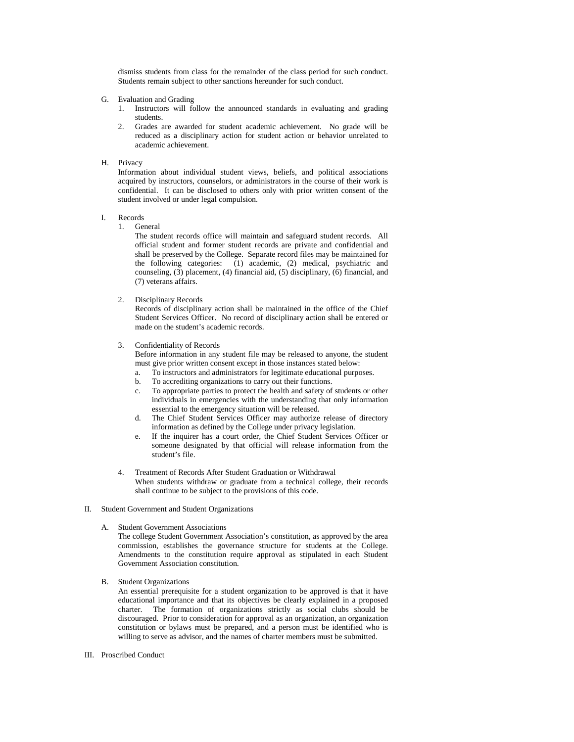dismiss students from class for the remainder of the class period for such conduct. Students remain subject to other sanctions hereunder for such conduct.

G. Evaluation and Grading

1. Instructors will follow the announced standards in evaluating and grading students.
2. Grades are awarded for student academic achievement. No grade will be reduced as a disciplinary action for student action or behavior unrelated to academic achievement.

H. Privacy

Information about individual student views, beliefs, and political associations acquired by instructors, counselors, or administrators in the course of their work is confidential. It can be disclosed to others only with prior written consent of the student involved or under legal compulsion.

I. Records

1. General

   The student records office will maintain and safeguard student records. All official student and former student records are private and confidential and shall be preserved by the College. Separate record files may be maintained for the following categories: (1) academic, (2) medical, psychiatric and counseling, (3) placement, (4) financial aid, (5) disciplinary, (6) financial, and (7) veterans affairs.

2. Disciplinary Records

   Records of disciplinary action shall be maintained in the office of the Chief Student Services Officer. No record of disciplinary action shall be entered or made on the student's academic records.

3. Confidentiality of Records

   Before information in any student file may be released to anyone, the student must give prior written consent except in those instances stated below:

   a. To instructors and administrators for legitimate educational purposes.
   b. To accrediting organizations to carry out their functions.
   c. To appropriate parties to protect the health and safety of students or other individuals in emergencies with the understanding that only information essential to the emergency situation will be released.
   d. The Chief Student Services Officer may authorize release of directory information as defined by the College under privacy legislation.
   e. If the inquirer has a court order, the Chief Student Services Officer or someone designated by that official will release information from the student's file.

4. Treatment of Records After Student Graduation or Withdrawal

   When students withdraw or graduate from a technical college, their records shall continue to be subject to the provisions of this code.

II. Student Government and Student Organizations

A. Student Government Associations

The college Student Government Association's constitution, as approved by the area commission, establishes the governance structure for students at the College. Amendments to the constitution require approval as stipulated in each Student Government Association constitution.

B. Student Organizations

An essential prerequisite for a student organization to be approved is that it have educational importance and that its objectives be clearly explained in a proposed charter. The formation of organizations strictly as social clubs should be discouraged. Prior to consideration for approval as an organization, an organization constitution or bylaws must be prepared, and a person must be identified who is willing to serve as advisor, and the names of charter members must be submitted.

III. Proscribed Conduct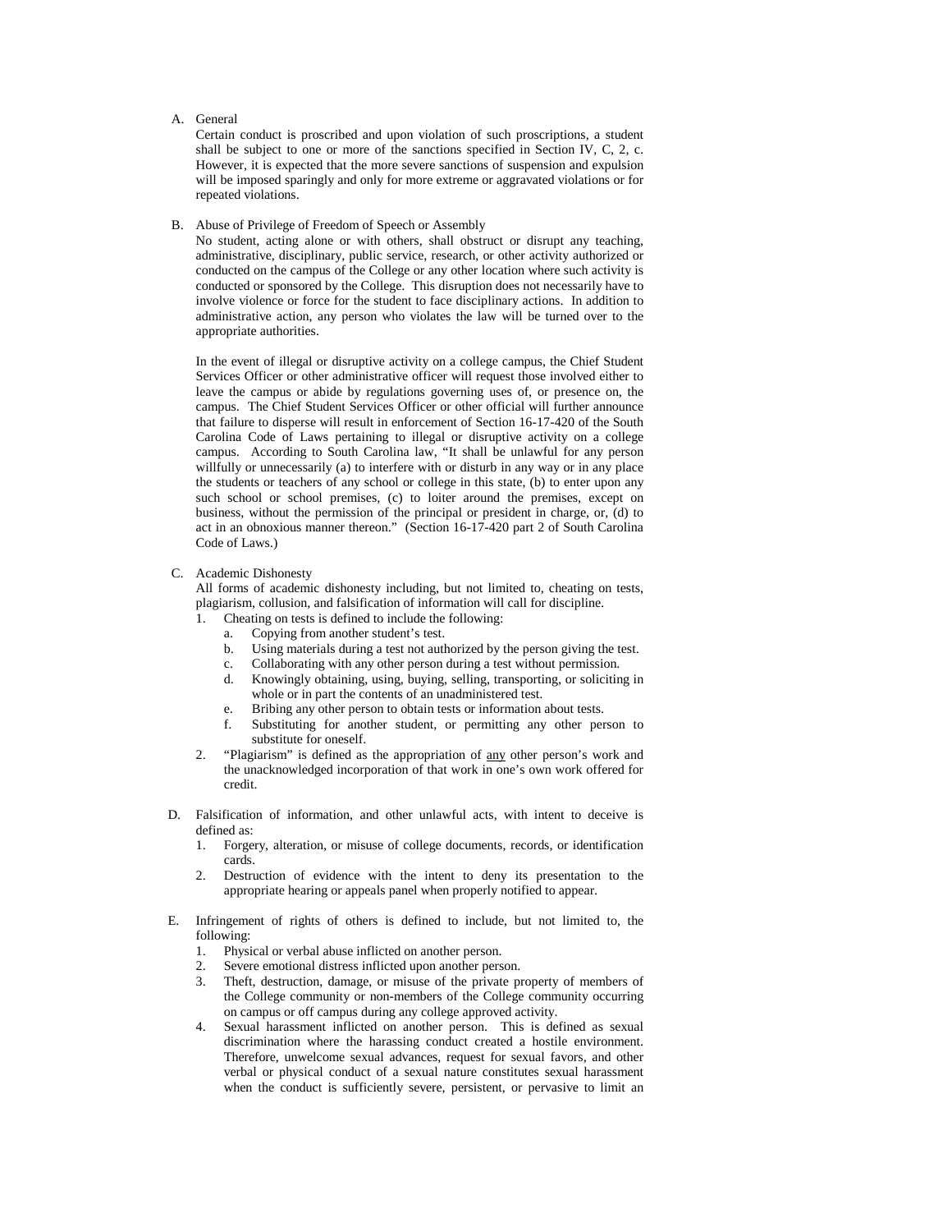A. General

Certain conduct is proscribed and upon violation of such proscriptions, a student shall be subject to one or more of the sanctions specified in Section IV, C, 2, c. However, it is expected that the more severe sanctions of suspension and expulsion will be imposed sparingly and only for more extreme or aggravated violations or for repeated violations.

B. Abuse of Privilege of Freedom of Speech or Assembly

No student, acting alone or with others, shall obstruct or disrupt any teaching, administrative, disciplinary, public service, research, or other activity authorized or conducted on the campus of the College or any other location where such activity is conducted or sponsored by the College. This disruption does not necessarily have to involve violence or force for the student to face disciplinary actions. In addition to administrative action, any person who violates the law will be turned over to the appropriate authorities.

In the event of illegal or disruptive activity on a college campus, the Chief Student Services Officer or other administrative officer will request those involved either to leave the campus or abide by regulations governing uses of, or presence on, the campus. The Chief Student Services Officer or other official will further announce that failure to disperse will result in enforcement of Section 16-17-420 of the South Carolina Code of Laws pertaining to illegal or disruptive activity on a college campus. According to South Carolina law, "It shall be unlawful for any person willfully or unnecessarily (a) to interfere with or disturb in any way or in any place the students or teachers of any school or college in this state, (b) to enter upon any such school or school premises, (c) to loiter around the premises, except on business, without the permission of the principal or president in charge, or, (d) to act in an obnoxious manner thereon." (Section 16-17-420 part 2 of South Carolina Code of Laws.)

C. Academic Dishonesty

All forms of academic dishonesty including, but not limited to, cheating on tests, plagiarism, collusion, and falsification of information will call for discipline.

1. Cheating on tests is defined to include the following:
   a. Copying from another student's test.
   b. Using materials during a test not authorized by the person giving the test.
   c. Collaborating with any other person during a test without permission.
   d. Knowingly obtaining, using, buying, selling, transporting, or soliciting in whole or in part the contents of an unadministered test.
   e. Bribing any other person to obtain tests or information about tests.
   f. Substituting for another student, or permitting any other person to substitute for oneself.
2. "Plagiarism" is defined as the appropriation of <u>any</u> other person's work and the unacknowledged incorporation of that work in one's own work offered for credit.

D. Falsification of information, and other unlawful acts, with intent to deceive is defined as:

1. Forgery, alteration, or misuse of college documents, records, or identification cards.
2. Destruction of evidence with the intent to deny its presentation to the appropriate hearing or appeals panel when properly notified to appear.

E. Infringement of rights of others is defined to include, but not limited to, the following:

1. Physical or verbal abuse inflicted on another person.
2. Severe emotional distress inflicted upon another person.
3. Theft, destruction, damage, or misuse of the private property of members of the College community or non-members of the College community occurring on campus or off campus during any college approved activity.
4. Sexual harassment inflicted on another person. This is defined as sexual discrimination where the harassing conduct created a hostile environment. Therefore, unwelcome sexual advances, request for sexual favors, and other verbal or physical conduct of a sexual nature constitutes sexual harassment when the conduct is sufficiently severe, persistent, or pervasive to limit an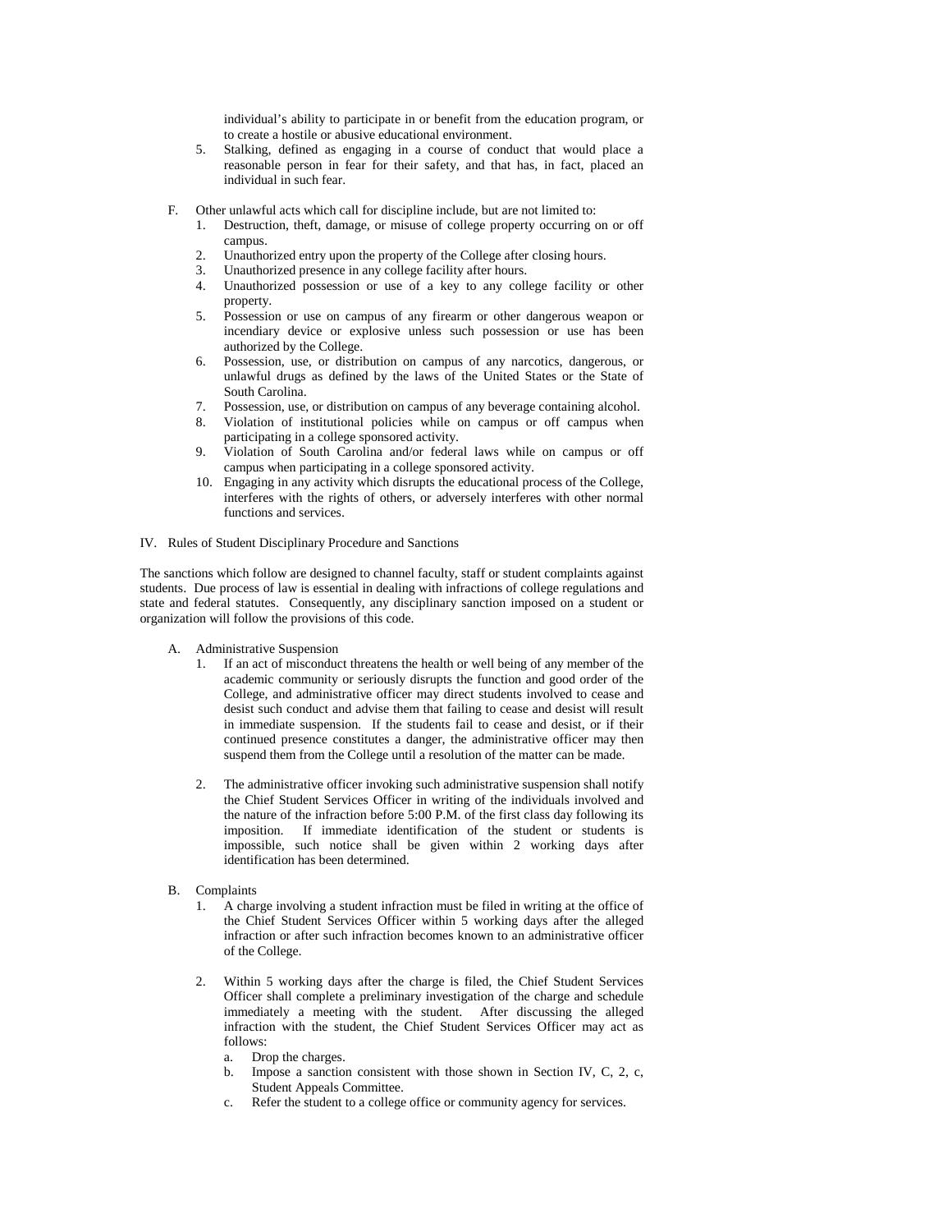individual's ability to participate in or benefit from the education program, or to create a hostile or abusive educational environment.

5. Stalking, defined as engaging in a course of conduct that would place a reasonable person in fear for their safety, and that has, in fact, placed an individual in such fear.

F. Other unlawful acts which call for discipline include, but are not limited to:
   1. Destruction, theft, damage, or misuse of college property occurring on or off campus.
   2. Unauthorized entry upon the property of the College after closing hours.
   3. Unauthorized presence in any college facility after hours.
   4. Unauthorized possession or use of a key to any college facility or other property.
   5. Possession or use on campus of any firearm or other dangerous weapon or incendiary device or explosive unless such possession or use has been authorized by the College.
   6. Possession, use, or distribution on campus of any narcotics, dangerous, or unlawful drugs as defined by the laws of the United States or the State of South Carolina.
   7. Possession, use, or distribution on campus of any beverage containing alcohol.
   8. Violation of institutional policies while on campus or off campus when participating in a college sponsored activity.
   9. Violation of South Carolina and/or federal laws while on campus or off campus when participating in a college sponsored activity.
   10. Engaging in any activity which disrupts the educational process of the College, interferes with the rights of others, or adversely interferes with other normal functions and services.

IV. Rules of Student Disciplinary Procedure and Sanctions

The sanctions which follow are designed to channel faculty, staff or student complaints against students. Due process of law is essential in dealing with infractions of college regulations and state and federal statutes. Consequently, any disciplinary sanction imposed on a student or organization will follow the provisions of this code.

A. Administrative Suspension
   1. If an act of misconduct threatens the health or well being of any member of the academic community or seriously disrupts the function and good order of the College, and administrative officer may direct students involved to cease and desist such conduct and advise them that failing to cease and desist will result in immediate suspension. If the students fail to cease and desist, or if their continued presence constitutes a danger, the administrative officer may then suspend them from the College until a resolution of the matter can be made.

   2. The administrative officer invoking such administrative suspension shall notify the Chief Student Services Officer in writing of the individuals involved and the nature of the infraction before 5:00 P.M. of the first class day following its imposition. If immediate identification of the student or students is impossible, such notice shall be given within 2 working days after identification has been determined.

B. Complaints
   1. A charge involving a student infraction must be filed in writing at the office of the Chief Student Services Officer within 5 working days after the alleged infraction or after such infraction becomes known to an administrative officer of the College.

   2. Within 5 working days after the charge is filed, the Chief Student Services Officer shall complete a preliminary investigation of the charge and schedule immediately a meeting with the student. After discussing the alleged infraction with the student, the Chief Student Services Officer may act as follows:
      a. Drop the charges.
      b. Impose a sanction consistent with those shown in Section IV, C, 2, c, Student Appeals Committee.
      c. Refer the student to a college office or community agency for services.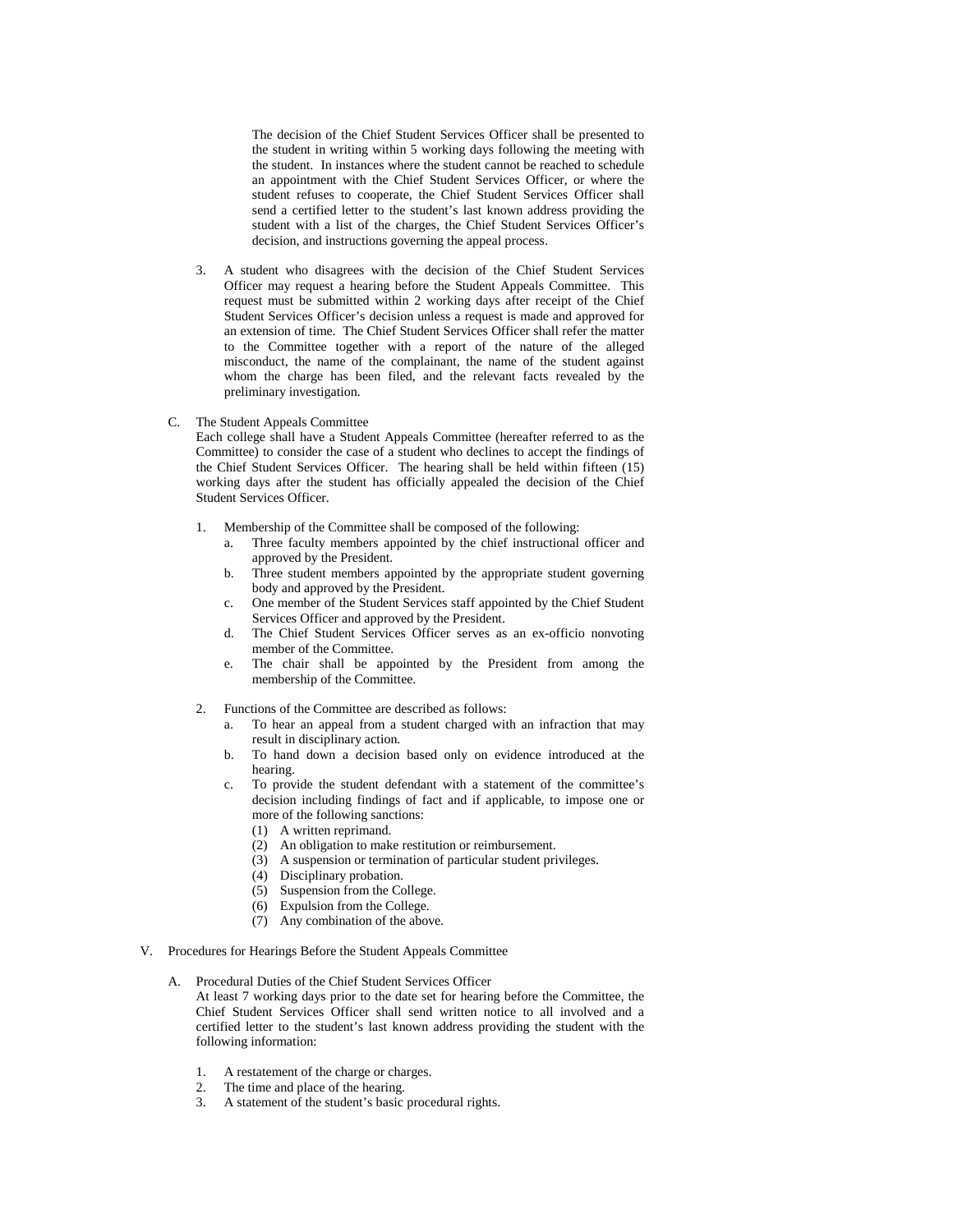The decision of the Chief Student Services Officer shall be presented to the student in writing within 5 working days following the meeting with the student. In instances where the student cannot be reached to schedule an appointment with the Chief Student Services Officer, or where the student refuses to cooperate, the Chief Student Services Officer shall send a certified letter to the student's last known address providing the student with a list of the charges, the Chief Student Services Officer's decision, and instructions governing the appeal process.

3. A student who disagrees with the decision of the Chief Student Services Officer may request a hearing before the Student Appeals Committee. This request must be submitted within 2 working days after receipt of the Chief Student Services Officer's decision unless a request is made and approved for an extension of time. The Chief Student Services Officer shall refer the matter to the Committee together with a report of the nature of the alleged misconduct, the name of the complainant, the name of the student against whom the charge has been filed, and the relevant facts revealed by the preliminary investigation.

C. The Student Appeals Committee

Each college shall have a Student Appeals Committee (hereafter referred to as the Committee) to consider the case of a student who declines to accept the findings of the Chief Student Services Officer. The hearing shall be held within fifteen (15) working days after the student has officially appealed the decision of the Chief Student Services Officer.

1. Membership of the Committee shall be composed of the following:
   a. Three faculty members appointed by the chief instructional officer and approved by the President.
   b. Three student members appointed by the appropriate student governing body and approved by the President.
   c. One member of the Student Services staff appointed by the Chief Student Services Officer and approved by the President.
   d. The Chief Student Services Officer serves as an ex-officio nonvoting member of the Committee.
   e. The chair shall be appointed by the President from among the membership of the Committee.

2. Functions of the Committee are described as follows:
   a. To hear an appeal from a student charged with an infraction that may result in disciplinary action.
   b. To hand down a decision based only on evidence introduced at the hearing.
   c. To provide the student defendant with a statement of the committee's decision including findings of fact and if applicable, to impose one or more of the following sanctions:
      (1) A written reprimand.
      (2) An obligation to make restitution or reimbursement.
      (3) A suspension or termination of particular student privileges.
      (4) Disciplinary probation.
      (5) Suspension from the College.
      (6) Expulsion from the College.
      (7) Any combination of the above.

V. Procedures for Hearings Before the Student Appeals Committee

A. Procedural Duties of the Chief Student Services Officer

At least 7 working days prior to the date set for hearing before the Committee, the Chief Student Services Officer shall send written notice to all involved and a certified letter to the student's last known address providing the student with the following information:

1. A restatement of the charge or charges.
2. The time and place of the hearing.
3. A statement of the student's basic procedural rights.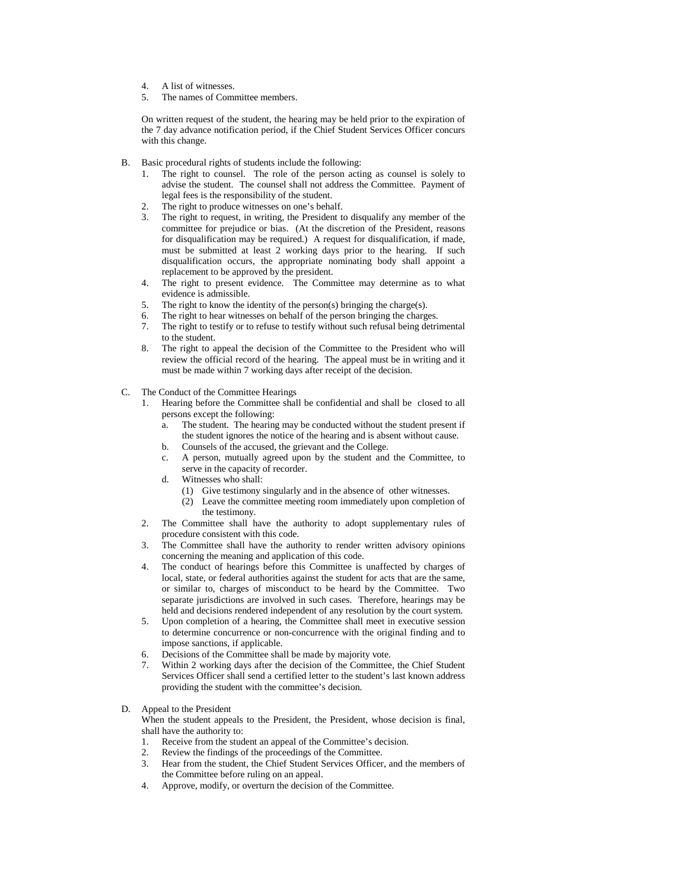4. A list of witnesses.
5. The names of Committee members.

On written request of the student, the hearing may be held prior to the expiration of the 7 day advance notification period, if the Chief Student Services Officer concurs with this change.

B. Basic procedural rights of students include the following:
   1. The right to counsel. The role of the person acting as counsel is solely to advise the student. The counsel shall not address the Committee. Payment of legal fees is the responsibility of the student.
   2. The right to produce witnesses on one's behalf.
   3. The right to request, in writing, the President to disqualify any member of the committee for prejudice or bias. (At the discretion of the President, reasons for disqualification may be required.) A request for disqualification, if made, must be submitted at least 2 working days prior to the hearing. If such disqualification occurs, the appropriate nominating body shall appoint a replacement to be approved by the president.
   4. The right to present evidence. The Committee may determine as to what evidence is admissible.
   5. The right to know the identity of the person(s) bringing the charge(s).
   6. The right to hear witnesses on behalf of the person bringing the charges.
   7. The right to testify or to refuse to testify without such refusal being detrimental to the student.
   8. The right to appeal the decision of the Committee to the President who will review the official record of the hearing. The appeal must be in writing and it must be made within 7 working days after receipt of the decision.

C. The Conduct of the Committee Hearings
   1. Hearing before the Committee shall be confidential and shall be closed to all persons except the following:
      a. The student. The hearing may be conducted without the student present if the student ignores the notice of the hearing and is absent without cause.
      b. Counsels of the accused, the grievant and the College.
      c. A person, mutually agreed upon by the student and the Committee, to serve in the capacity of recorder.
      d. Witnesses who shall:
         (1) Give testimony singularly and in the absence of other witnesses.
         (2) Leave the committee meeting room immediately upon completion of the testimony.
   2. The Committee shall have the authority to adopt supplementary rules of procedure consistent with this code.
   3. The Committee shall have the authority to render written advisory opinions concerning the meaning and application of this code.
   4. The conduct of hearings before this Committee is unaffected by charges of local, state, or federal authorities against the student for acts that are the same, or similar to, charges of misconduct to be heard by the Committee. Two separate jurisdictions are involved in such cases. Therefore, hearings may be held and decisions rendered independent of any resolution by the court system.
   5. Upon completion of a hearing, the Committee shall meet in executive session to determine concurrence or non-concurrence with the original finding and to impose sanctions, if applicable.
   6. Decisions of the Committee shall be made by majority vote.
   7. Within 2 working days after the decision of the Committee, the Chief Student Services Officer shall send a certified letter to the student's last known address providing the student with the committee's decision.

D. Appeal to the President

   When the student appeals to the President, the President, whose decision is final, shall have the authority to:
   1. Receive from the student an appeal of the Committee's decision.
   2. Review the findings of the proceedings of the Committee.
   3. Hear from the student, the Chief Student Services Officer, and the members of the Committee before ruling on an appeal.
   4. Approve, modify, or overturn the decision of the Committee.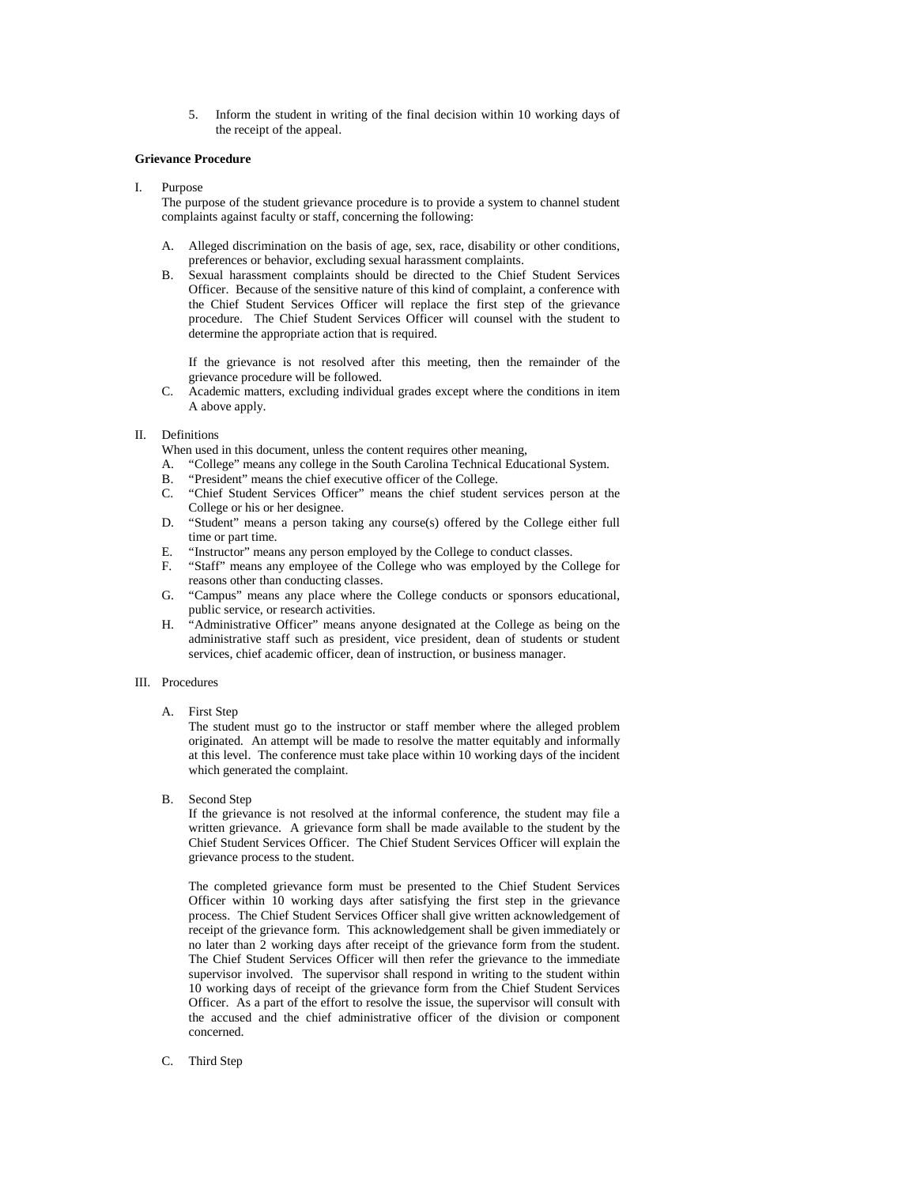5. Inform the student in writing of the final decision within 10 working days of the receipt of the appeal.

**Grievance Procedure**

I. Purpose

The purpose of the student grievance procedure is to provide a system to channel student complaints against faculty or staff, concerning the following:

A. Alleged discrimination on the basis of age, sex, race, disability or other conditions, preferences or behavior, excluding sexual harassment complaints.

B. Sexual harassment complaints should be directed to the Chief Student Services Officer. Because of the sensitive nature of this kind of complaint, a conference with the Chief Student Services Officer will replace the first step of the grievance procedure. The Chief Student Services Officer will counsel with the student to determine the appropriate action that is required.

   If the grievance is not resolved after this meeting, then the remainder of the grievance procedure will be followed.

C. Academic matters, excluding individual grades except where the conditions in item A above apply.

II. Definitions

When used in this document, unless the content requires other meaning,

A. "College" means any college in the South Carolina Technical Educational System.
B. "President" means the chief executive officer of the College.
C. "Chief Student Services Officer" means the chief student services person at the College or his or her designee.
D. "Student" means a person taking any course(s) offered by the College either full time or part time.
E. "Instructor" means any person employed by the College to conduct classes.
F. "Staff" means any employee of the College who was employed by the College for reasons other than conducting classes.
G. "Campus" means any place where the College conducts or sponsors educational, public service, or research activities.
H. "Administrative Officer" means anyone designated at the College as being on the administrative staff such as president, vice president, dean of students or student services, chief academic officer, dean of instruction, or business manager.

III. Procedures

A. First Step

The student must go to the instructor or staff member where the alleged problem originated. An attempt will be made to resolve the matter equitably and informally at this level. The conference must take place within 10 working days of the incident which generated the complaint.

B. Second Step

If the grievance is not resolved at the informal conference, the student may file a written grievance. A grievance form shall be made available to the student by the Chief Student Services Officer. The Chief Student Services Officer will explain the grievance process to the student.

The completed grievance form must be presented to the Chief Student Services Officer within 10 working days after satisfying the first step in the grievance process. The Chief Student Services Officer shall give written acknowledgement of receipt of the grievance form. This acknowledgement shall be given immediately or no later than 2 working days after receipt of the grievance form from the student. The Chief Student Services Officer will then refer the grievance to the immediate supervisor involved. The supervisor shall respond in writing to the student within 10 working days of receipt of the grievance form from the Chief Student Services Officer. As a part of the effort to resolve the issue, the supervisor will consult with the accused and the chief administrative officer of the division or component concerned.

C. Third Step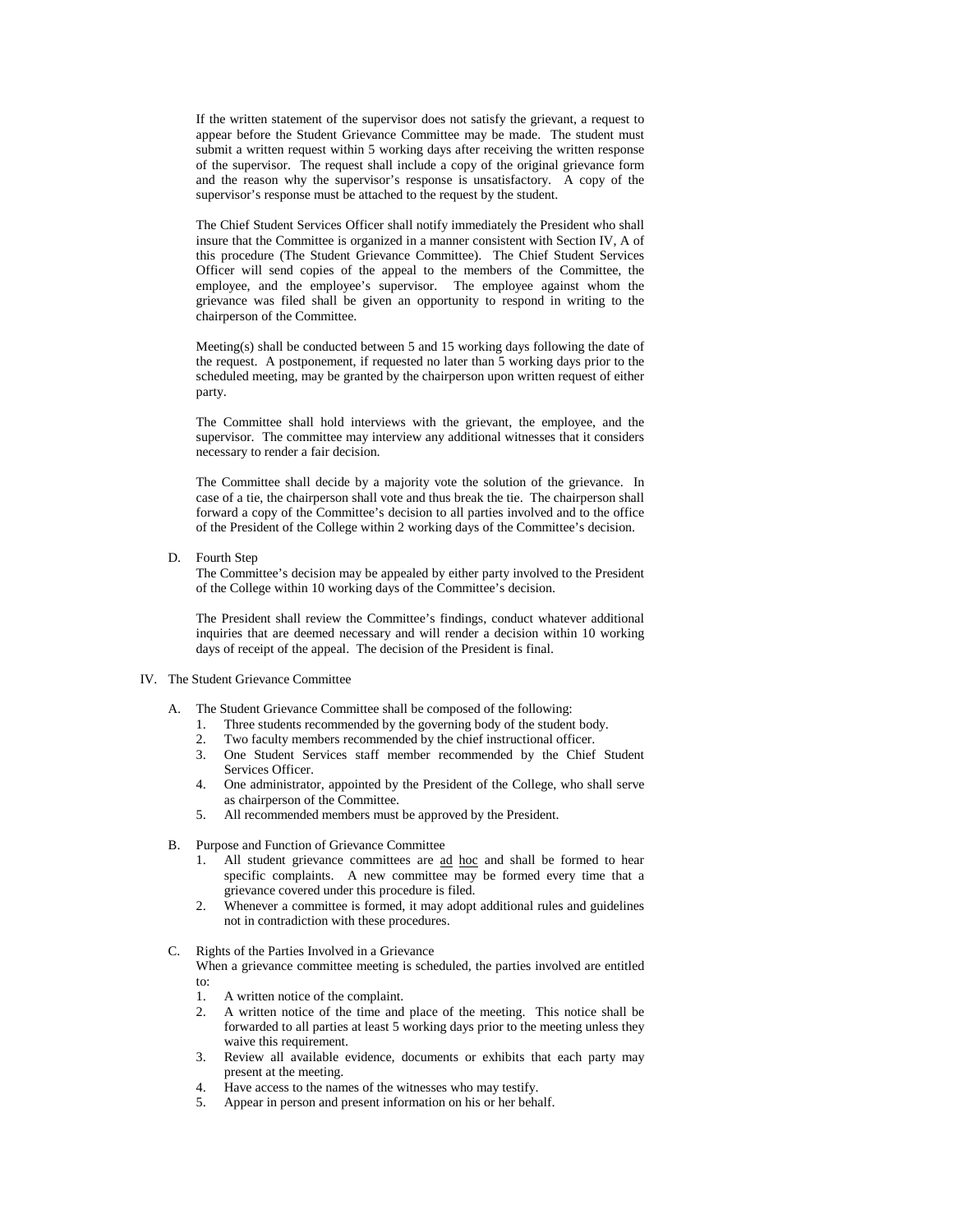If the written statement of the supervisor does not satisfy the grievant, a request to appear before the Student Grievance Committee may be made. The student must submit a written request within 5 working days after receiving the written response of the supervisor. The request shall include a copy of the original grievance form and the reason why the supervisor's response is unsatisfactory. A copy of the supervisor's response must be attached to the request by the student.

The Chief Student Services Officer shall notify immediately the President who shall insure that the Committee is organized in a manner consistent with Section IV, A of this procedure (The Student Grievance Committee). The Chief Student Services Officer will send copies of the appeal to the members of the Committee, the employee, and the employee's supervisor. The employee against whom the grievance was filed shall be given an opportunity to respond in writing to the chairperson of the Committee.

Meeting(s) shall be conducted between 5 and 15 working days following the date of the request. A postponement, if requested no later than 5 working days prior to the scheduled meeting, may be granted by the chairperson upon written request of either party.

The Committee shall hold interviews with the grievant, the employee, and the supervisor. The committee may interview any additional witnesses that it considers necessary to render a fair decision.

The Committee shall decide by a majority vote the solution of the grievance. In case of a tie, the chairperson shall vote and thus break the tie. The chairperson shall forward a copy of the Committee's decision to all parties involved and to the office of the President of the College within 2 working days of the Committee's decision.

D. Fourth Step

The Committee's decision may be appealed by either party involved to the President of the College within 10 working days of the Committee's decision.

The President shall review the Committee's findings, conduct whatever additional inquiries that are deemed necessary and will render a decision within 10 working days of receipt of the appeal. The decision of the President is final.

IV. The Student Grievance Committee

A. The Student Grievance Committee shall be composed of the following:
1. Three students recommended by the governing body of the student body.
2. Two faculty members recommended by the chief instructional officer.
3. One Student Services staff member recommended by the Chief Student Services Officer.
4. One administrator, appointed by the President of the College, who shall serve as chairperson of the Committee.
5. All recommended members must be approved by the President.

B. Purpose and Function of Grievance Committee
1. All student grievance committees are ad hoc and shall be formed to hear specific complaints. A new committee may be formed every time that a grievance covered under this procedure is filed.
2. Whenever a committee is formed, it may adopt additional rules and guidelines not in contradiction with these procedures.

C. Rights of the Parties Involved in a Grievance

When a grievance committee meeting is scheduled, the parties involved are entitled to:
1. A written notice of the complaint.
2. A written notice of the time and place of the meeting. This notice shall be forwarded to all parties at least 5 working days prior to the meeting unless they waive this requirement.
3. Review all available evidence, documents or exhibits that each party may present at the meeting.
4. Have access to the names of the witnesses who may testify.
5. Appear in person and present information on his or her behalf.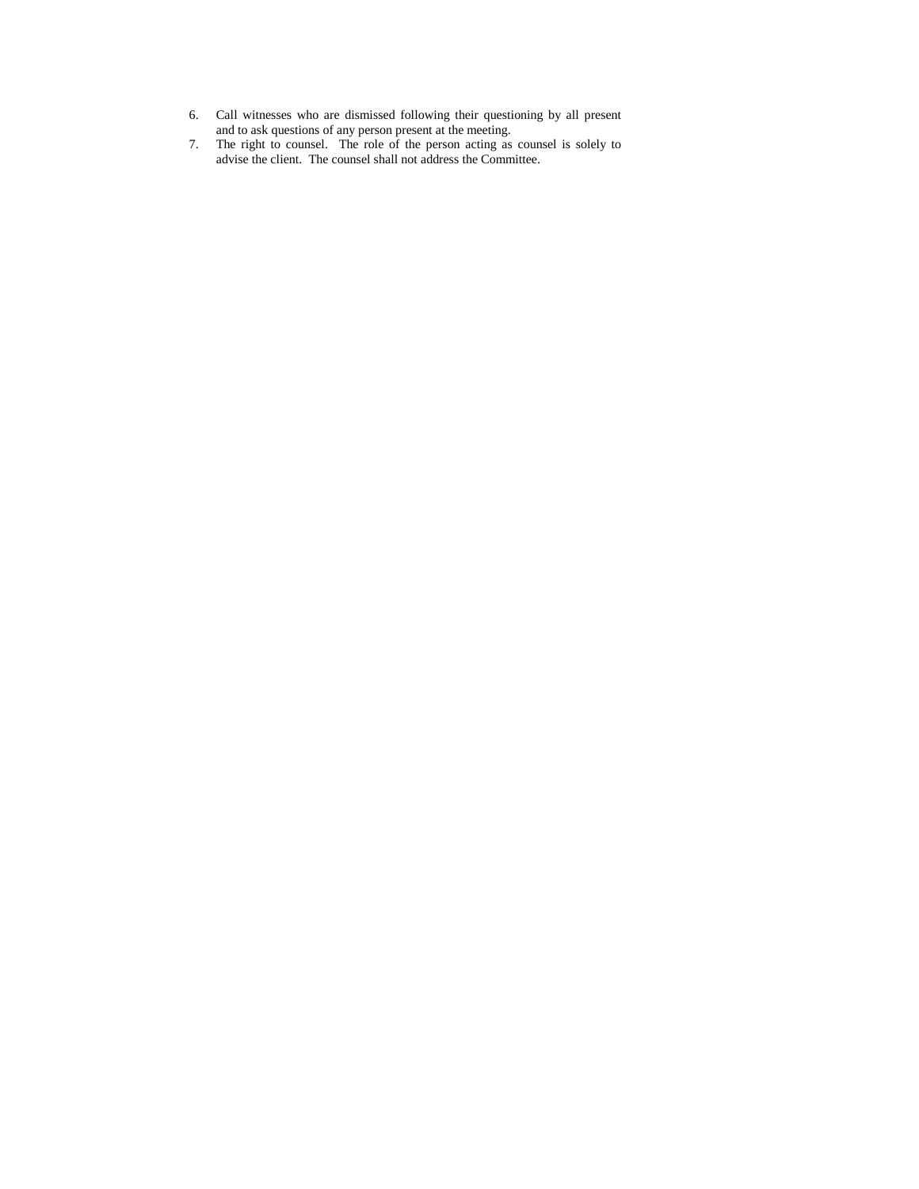6. Call witnesses who are dismissed following their questioning by all present and to ask questions of any person present at the meeting.
7. The right to counsel. The role of the person acting as counsel is solely to advise the client. The counsel shall not address the Committee.